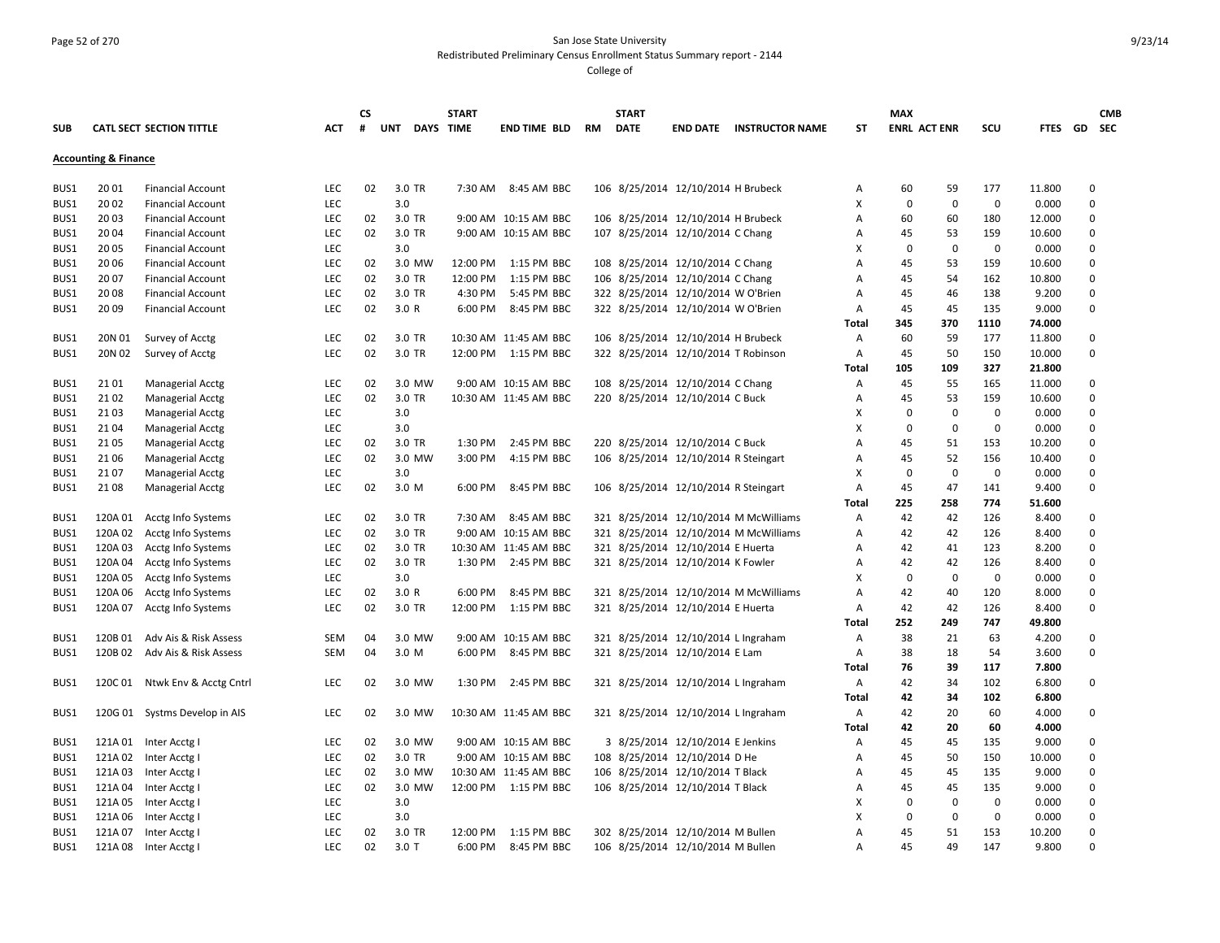San Jose State University

Redistributed Preliminary Census Enrollment Status Summary report - 2144

College of

| SUB | CATL SECT | SECTION TITTLE | ACT | CS # | UNT | DAYS | START TIME | END TIME | BLD | RM | START DATE | END DATE | INSTRUCTOR NAME | ST | MAX ENRL | ACT ENR | SCU | FTES | GD | CMB SEC |
|---|---|---|---|---|---|---|---|---|---|---|---|---|---|---|---|---|---|---|---|---|
| **Accounting & Finance** | | | | | | | | | | | | | | | | | | | | |
| BUS1 | 20 01 | Financial Account | LEC | 02 | 3.0 | TR | 7:30 AM | 8:45 AM | BBC | 106 | 8/25/2014 | 12/10/2014 | H Brubeck | A | 60 | 59 | 177 | 11.800 | 0 | |
| BUS1 | 20 02 | Financial Account | LEC | | 3.0 | | | | | | | | | X | 0 | 0 | 0 | 0.000 | 0 | |
| BUS1 | 20 03 | Financial Account | LEC | 02 | 3.0 | TR | 9:00 AM | 10:15 AM | BBC | 106 | 8/25/2014 | 12/10/2014 | H Brubeck | A | 60 | 60 | 180 | 12.000 | 0 | |
| BUS1 | 20 04 | Financial Account | LEC | 02 | 3.0 | TR | 9:00 AM | 10:15 AM | BBC | 107 | 8/25/2014 | 12/10/2014 | C Chang | A | 45 | 53 | 159 | 10.600 | 0 | |
| BUS1 | 20 05 | Financial Account | LEC | | 3.0 | | | | | | | | | X | 0 | 0 | 0 | 0.000 | 0 | |
| BUS1 | 20 06 | Financial Account | LEC | 02 | 3.0 | MW | 12:00 PM | 1:15 PM | BBC | 108 | 8/25/2014 | 12/10/2014 | C Chang | A | 45 | 53 | 159 | 10.600 | 0 | |
| BUS1 | 20 07 | Financial Account | LEC | 02 | 3.0 | TR | 12:00 PM | 1:15 PM | BBC | 106 | 8/25/2014 | 12/10/2014 | C Chang | A | 45 | 54 | 162 | 10.800 | 0 | |
| BUS1 | 20 08 | Financial Account | LEC | 02 | 3.0 | TR | 4:30 PM | 5:45 PM | BBC | 322 | 8/25/2014 | 12/10/2014 | W O'Brien | A | 45 | 46 | 138 | 9.200 | 0 | |
| BUS1 | 20 09 | Financial Account | LEC | 02 | 3.0 | R | 6:00 PM | 8:45 PM | BBC | 322 | 8/25/2014 | 12/10/2014 | W O'Brien | A | 45 | 45 | 135 | 9.000 | 0 | |
| | | | | | | | | | | | | | | **Total** | **345** | **370** | **1110** | **74.000** | | |
| BUS1 | 20N 01 | Survey of Acctg | LEC | 02 | 3.0 | TR | 10:30 AM | 11:45 AM | BBC | 106 | 8/25/2014 | 12/10/2014 | H Brubeck | A | 60 | 59 | 177 | 11.800 | 0 | |
| BUS1 | 20N 02 | Survey of Acctg | LEC | 02 | 3.0 | TR | 12:00 PM | 1:15 PM | BBC | 322 | 8/25/2014 | 12/10/2014 | T Robinson | A | 45 | 50 | 150 | 10.000 | 0 | |
| | | | | | | | | | | | | | | **Total** | **105** | **109** | **327** | **21.800** | | |
| BUS1 | 21 01 | Managerial Acctg | LEC | 02 | 3.0 | MW | 9:00 AM | 10:15 AM | BBC | 108 | 8/25/2014 | 12/10/2014 | C Chang | A | 45 | 55 | 165 | 11.000 | 0 | |
| BUS1 | 21 02 | Managerial Acctg | LEC | 02 | 3.0 | TR | 10:30 AM | 11:45 AM | BBC | 220 | 8/25/2014 | 12/10/2014 | C Buck | A | 45 | 53 | 159 | 10.600 | 0 | |
| BUS1 | 21 03 | Managerial Acctg | LEC | | 3.0 | | | | | | | | | X | 0 | 0 | 0 | 0.000 | 0 | |
| BUS1 | 21 04 | Managerial Acctg | LEC | | 3.0 | | | | | | | | | X | 0 | 0 | 0 | 0.000 | 0 | |
| BUS1 | 21 05 | Managerial Acctg | LEC | 02 | 3.0 | TR | 1:30 PM | 2:45 PM | BBC | 220 | 8/25/2014 | 12/10/2014 | C Buck | A | 45 | 51 | 153 | 10.200 | 0 | |
| BUS1 | 21 06 | Managerial Acctg | LEC | 02 | 3.0 | MW | 3:00 PM | 4:15 PM | BBC | 106 | 8/25/2014 | 12/10/2014 | R Steingart | A | 45 | 52 | 156 | 10.400 | 0 | |
| BUS1 | 21 07 | Managerial Acctg | LEC | | 3.0 | | | | | | | | | X | 0 | 0 | 0 | 0.000 | 0 | |
| BUS1 | 21 08 | Managerial Acctg | LEC | 02 | 3.0 | M | 6:00 PM | 8:45 PM | BBC | 106 | 8/25/2014 | 12/10/2014 | R Steingart | A | 45 | 47 | 141 | 9.400 | 0 | |
| | | | | | | | | | | | | | | **Total** | **225** | **258** | **774** | **51.600** | | |
| BUS1 | 120A 01 | Acctg Info Systems | LEC | 02 | 3.0 | TR | 7:30 AM | 8:45 AM | BBC | 321 | 8/25/2014 | 12/10/2014 | M McWilliams | A | 42 | 42 | 126 | 8.400 | 0 | |
| BUS1 | 120A 02 | Acctg Info Systems | LEC | 02 | 3.0 | TR | 9:00 AM | 10:15 AM | BBC | 321 | 8/25/2014 | 12/10/2014 | M McWilliams | A | 42 | 42 | 126 | 8.400 | 0 | |
| BUS1 | 120A 03 | Acctg Info Systems | LEC | 02 | 3.0 | TR | 10:30 AM | 11:45 AM | BBC | 321 | 8/25/2014 | 12/10/2014 | E Huerta | A | 42 | 41 | 123 | 8.200 | 0 | |
| BUS1 | 120A 04 | Acctg Info Systems | LEC | 02 | 3.0 | TR | 1:30 PM | 2:45 PM | BBC | 321 | 8/25/2014 | 12/10/2014 | K Fowler | A | 42 | 42 | 126 | 8.400 | 0 | |
| BUS1 | 120A 05 | Acctg Info Systems | LEC | | 3.0 | | | | | | | | | X | 0 | 0 | 0 | 0.000 | 0 | |
| BUS1 | 120A 06 | Acctg Info Systems | LEC | 02 | 3.0 | R | 6:00 PM | 8:45 PM | BBC | 321 | 8/25/2014 | 12/10/2014 | M McWilliams | A | 42 | 40 | 120 | 8.000 | 0 | |
| BUS1 | 120A 07 | Acctg Info Systems | LEC | 02 | 3.0 | TR | 12:00 PM | 1:15 PM | BBC | 321 | 8/25/2014 | 12/10/2014 | E Huerta | A | 42 | 42 | 126 | 8.400 | 0 | |
| | | | | | | | | | | | | | | **Total** | **252** | **249** | **747** | **49.800** | | |
| BUS1 | 120B 01 | Adv Ais & Risk Assess | SEM | 04 | 3.0 | MW | 9:00 AM | 10:15 AM | BBC | 321 | 8/25/2014 | 12/10/2014 | L Ingraham | A | 38 | 21 | 63 | 4.200 | 0 | |
| BUS1 | 120B 02 | Adv Ais & Risk Assess | SEM | 04 | 3.0 | M | 6:00 PM | 8:45 PM | BBC | 321 | 8/25/2014 | 12/10/2014 | E Lam | A | 38 | 18 | 54 | 3.600 | 0 | |
| | | | | | | | | | | | | | | **Total** | **76** | **39** | **117** | **7.800** | | |
| BUS1 | 120C 01 | Ntwk Env & Acctg Cntrl | LEC | 02 | 3.0 | MW | 1:30 PM | 2:45 PM | BBC | 321 | 8/25/2014 | 12/10/2014 | L Ingraham | A | 42 | 34 | 102 | 6.800 | 0 | |
| | | | | | | | | | | | | | | **Total** | **42** | **34** | **102** | **6.800** | | |
| BUS1 | 120G 01 | Systms Develop in AIS | LEC | 02 | 3.0 | MW | 10:30 AM | 11:45 AM | BBC | 321 | 8/25/2014 | 12/10/2014 | L Ingraham | A | 42 | 20 | 60 | 4.000 | 0 | |
| | | | | | | | | | | | | | | **Total** | **42** | **20** | **60** | **4.000** | | |
| BUS1 | 121A 01 | Inter Acctg I | LEC | 02 | 3.0 | MW | 9:00 AM | 10:15 AM | BBC | 3 | 8/25/2014 | 12/10/2014 | E Jenkins | A | 45 | 45 | 135 | 9.000 | 0 | |
| BUS1 | 121A 02 | Inter Acctg I | LEC | 02 | 3.0 | TR | 9:00 AM | 10:15 AM | BBC | 108 | 8/25/2014 | 12/10/2014 | D He | A | 45 | 50 | 150 | 10.000 | 0 | |
| BUS1 | 121A 03 | Inter Acctg I | LEC | 02 | 3.0 | MW | 10:30 AM | 11:45 AM | BBC | 106 | 8/25/2014 | 12/10/2014 | T Black | A | 45 | 45 | 135 | 9.000 | 0 | |
| BUS1 | 121A 04 | Inter Acctg I | LEC | 02 | 3.0 | MW | 12:00 PM | 1:15 PM | BBC | 106 | 8/25/2014 | 12/10/2014 | T Black | A | 45 | 45 | 135 | 9.000 | 0 | |
| BUS1 | 121A 05 | Inter Acctg I | LEC | | 3.0 | | | | | | | | | X | 0 | 0 | 0 | 0.000 | 0 | |
| BUS1 | 121A 06 | Inter Acctg I | LEC | | 3.0 | | | | | | | | | X | 0 | 0 | 0 | 0.000 | 0 | |
| BUS1 | 121A 07 | Inter Acctg I | LEC | 02 | 3.0 | TR | 12:00 PM | 1:15 PM | BBC | 302 | 8/25/2014 | 12/10/2014 | M Bullen | A | 45 | 51 | 153 | 10.200 | 0 | |
| BUS1 | 121A 08 | Inter Acctg I | LEC | 02 | 3.0 | T | 6:00 PM | 8:45 PM | BBC | 106 | 8/25/2014 | 12/10/2014 | M Bullen | A | 45 | 49 | 147 | 9.800 | 0 | |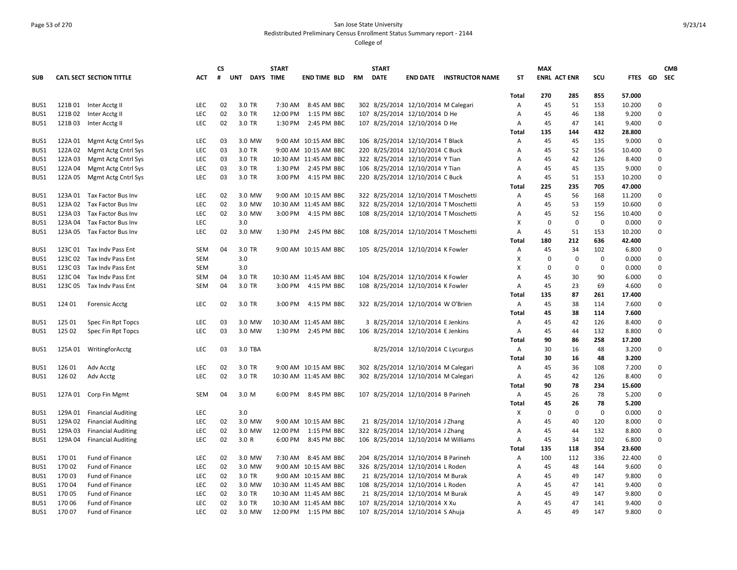San Jose State University

Redistributed Preliminary Census Enrollment Status Summary report - 2144

College of

| SUB | CATL SECT | SECTION TITTLE | ACT | CS # | UNT | DAYS | START TIME | END TIME | BLD | RM | START DATE | END DATE | INSTRUCTOR NAME | ST | MAX ENRL | ACT ENR | SCU | FTES | GD | CMB SEC |
|---|---|---|---|---|---|---|---|---|---|---|---|---|---|---|---|---|---|---|---|---|
| | | | | | | | | | | | | | | Total | 270 | 285 | 855 | 57.000 | | |
| BUS1 | 121B 01 | Inter Acctg II | LEC | 02 | 3.0 | TR | 7:30 AM | 8:45 AM | BBC | 302 | 8/25/2014 | 12/10/2014 | M Calegari | A | 45 | 51 | 153 | 10.200 | 0 | |
| BUS1 | 121B 02 | Inter Acctg II | LEC | 02 | 3.0 | TR | 12:00 PM | 1:15 PM | BBC | 107 | 8/25/2014 | 12/10/2014 | D He | A | 45 | 46 | 138 | 9.200 | 0 | |
| BUS1 | 121B 03 | Inter Acctg II | LEC | 02 | 3.0 | TR | 1:30 PM | 2:45 PM | BBC | 107 | 8/25/2014 | 12/10/2014 | D He | A | 45 | 47 | 141 | 9.400 | 0 | |
| | | | | | | | | | | | | | | Total | 135 | 144 | 432 | 28.800 | | |
| BUS1 | 122A 01 | Mgmt Actg Cntrl Sys | LEC | 03 | 3.0 | MW | 9:00 AM | 10:15 AM | BBC | 106 | 8/25/2014 | 12/10/2014 | T Black | A | 45 | 45 | 135 | 9.000 | 0 | |
| BUS1 | 122A 02 | Mgmt Actg Cntrl Sys | LEC | 03 | 3.0 | TR | 9:00 AM | 10:15 AM | BBC | 220 | 8/25/2014 | 12/10/2014 | C Buck | A | 45 | 52 | 156 | 10.400 | 0 | |
| BUS1 | 122A 03 | Mgmt Actg Cntrl Sys | LEC | 03 | 3.0 | TR | 10:30 AM | 11:45 AM | BBC | 322 | 8/25/2014 | 12/10/2014 | Y Tian | A | 45 | 42 | 126 | 8.400 | 0 | |
| BUS1 | 122A 04 | Mgmt Actg Cntrl Sys | LEC | 03 | 3.0 | TR | 1:30 PM | 2:45 PM | BBC | 106 | 8/25/2014 | 12/10/2014 | Y Tian | A | 45 | 45 | 135 | 9.000 | 0 | |
| BUS1 | 122A 05 | Mgmt Actg Cntrl Sys | LEC | 03 | 3.0 | TR | 3:00 PM | 4:15 PM | BBC | 220 | 8/25/2014 | 12/10/2014 | C Buck | A | 45 | 51 | 153 | 10.200 | 0 | |
| | | | | | | | | | | | | | | Total | 225 | 235 | 705 | 47.000 | | |
| BUS1 | 123A 01 | Tax Factor Bus Inv | LEC | 02 | 3.0 | MW | 9:00 AM | 10:15 AM | BBC | 322 | 8/25/2014 | 12/10/2014 | T Moschetti | A | 45 | 56 | 168 | 11.200 | 0 | |
| BUS1 | 123A 02 | Tax Factor Bus Inv | LEC | 02 | 3.0 | MW | 10:30 AM | 11:45 AM | BBC | 322 | 8/25/2014 | 12/10/2014 | T Moschetti | A | 45 | 53 | 159 | 10.600 | 0 | |
| BUS1 | 123A 03 | Tax Factor Bus Inv | LEC | 02 | 3.0 | MW | 3:00 PM | 4:15 PM | BBC | 108 | 8/25/2014 | 12/10/2014 | T Moschetti | A | 45 | 52 | 156 | 10.400 | 0 | |
| BUS1 | 123A 04 | Tax Factor Bus Inv | LEC | | 3.0 | | | | | | | | | X | 0 | 0 | 0 | 0.000 | 0 | |
| BUS1 | 123A 05 | Tax Factor Bus Inv | LEC | 02 | 3.0 | MW | 1:30 PM | 2:45 PM | BBC | 108 | 8/25/2014 | 12/10/2014 | T Moschetti | A | 45 | 51 | 153 | 10.200 | 0 | |
| | | | | | | | | | | | | | | Total | 180 | 212 | 636 | 42.400 | | |
| BUS1 | 123C 01 | Tax Indv Pass Ent | SEM | 04 | 3.0 | TR | 9:00 AM | 10:15 AM | BBC | 105 | 8/25/2014 | 12/10/2014 | K Fowler | A | 45 | 34 | 102 | 6.800 | 0 | |
| BUS1 | 123C 02 | Tax Indv Pass Ent | SEM | | 3.0 | | | | | | | | | X | 0 | 0 | 0 | 0.000 | 0 | |
| BUS1 | 123C 03 | Tax Indv Pass Ent | SEM | | 3.0 | | | | | | | | | X | 0 | 0 | 0 | 0.000 | 0 | |
| BUS1 | 123C 04 | Tax Indv Pass Ent | SEM | 04 | 3.0 | TR | 10:30 AM | 11:45 AM | BBC | 104 | 8/25/2014 | 12/10/2014 | K Fowler | A | 45 | 30 | 90 | 6.000 | 0 | |
| BUS1 | 123C 05 | Tax Indv Pass Ent | SEM | 04 | 3.0 | TR | 3:00 PM | 4:15 PM | BBC | 108 | 8/25/2014 | 12/10/2014 | K Fowler | A | 45 | 23 | 69 | 4.600 | 0 | |
| | | | | | | | | | | | | | | Total | 135 | 87 | 261 | 17.400 | | |
| BUS1 | 124 01 | Forensic Acctg | LEC | 02 | 3.0 | TR | 3:00 PM | 4:15 PM | BBC | 322 | 8/25/2014 | 12/10/2014 | W O'Brien | A | 45 | 38 | 114 | 7.600 | 0 | |
| | | | | | | | | | | | | | | Total | 45 | 38 | 114 | 7.600 | | |
| BUS1 | 125 01 | Spec Fin Rpt Topcs | LEC | 03 | 3.0 | MW | 10:30 AM | 11:45 AM | BBC | 3 | 8/25/2014 | 12/10/2014 | E Jenkins | A | 45 | 42 | 126 | 8.400 | 0 | |
| BUS1 | 125 02 | Spec Fin Rpt Topcs | LEC | 03 | 3.0 | MW | 1:30 PM | 2:45 PM | BBC | 106 | 8/25/2014 | 12/10/2014 | E Jenkins | A | 45 | 44 | 132 | 8.800 | 0 | |
| | | | | | | | | | | | | | | Total | 90 | 86 | 258 | 17.200 | | |
| BUS1 | 125A 01 | WritingforAcctg | LEC | 03 | 3.0 | TBA | | | | | 8/25/2014 | 12/10/2014 | C Lycurgus | A | 30 | 16 | 48 | 3.200 | 0 | |
| | | | | | | | | | | | | | | Total | 30 | 16 | 48 | 3.200 | | |
| BUS1 | 126 01 | Adv Acctg | LEC | 02 | 3.0 | TR | 9:00 AM | 10:15 AM | BBC | 302 | 8/25/2014 | 12/10/2014 | M Calegari | A | 45 | 36 | 108 | 7.200 | 0 | |
| BUS1 | 126 02 | Adv Acctg | LEC | 02 | 3.0 | TR | 10:30 AM | 11:45 AM | BBC | 302 | 8/25/2014 | 12/10/2014 | M Calegari | A | 45 | 42 | 126 | 8.400 | 0 | |
| | | | | | | | | | | | | | | Total | 90 | 78 | 234 | 15.600 | | |
| BUS1 | 127A 01 | Corp Fin Mgmt | SEM | 04 | 3.0 | M | 6:00 PM | 8:45 PM | BBC | 107 | 8/25/2014 | 12/10/2014 | B Parineh | A | 45 | 26 | 78 | 5.200 | 0 | |
| | | | | | | | | | | | | | | Total | 45 | 26 | 78 | 5.200 | | |
| BUS1 | 129A 01 | Financial Auditing | LEC | | 3.0 | | | | | | | | | X | 0 | 0 | 0 | 0.000 | 0 | |
| BUS1 | 129A 02 | Financial Auditing | LEC | 02 | 3.0 | MW | 9:00 AM | 10:15 AM | BBC | 21 | 8/25/2014 | 12/10/2014 | J Zhang | A | 45 | 40 | 120 | 8.000 | 0 | |
| BUS1 | 129A 03 | Financial Auditing | LEC | 02 | 3.0 | MW | 12:00 PM | 1:15 PM | BBC | 322 | 8/25/2014 | 12/10/2014 | J Zhang | A | 45 | 44 | 132 | 8.800 | 0 | |
| BUS1 | 129A 04 | Financial Auditing | LEC | 02 | 3.0 | R | 6:00 PM | 8:45 PM | BBC | 106 | 8/25/2014 | 12/10/2014 | M Williams | A | 45 | 34 | 102 | 6.800 | 0 | |
| | | | | | | | | | | | | | | Total | 135 | 118 | 354 | 23.600 | | |
| BUS1 | 170 01 | Fund of Finance | LEC | 02 | 3.0 | MW | 7:30 AM | 8:45 AM | BBC | 204 | 8/25/2014 | 12/10/2014 | B Parineh | A | 100 | 112 | 336 | 22.400 | 0 | |
| BUS1 | 170 02 | Fund of Finance | LEC | 02 | 3.0 | MW | 9:00 AM | 10:15 AM | BBC | 326 | 8/25/2014 | 12/10/2014 | L Roden | A | 45 | 48 | 144 | 9.600 | 0 | |
| BUS1 | 170 03 | Fund of Finance | LEC | 02 | 3.0 | TR | 9:00 AM | 10:15 AM | BBC | 21 | 8/25/2014 | 12/10/2014 | M Burak | A | 45 | 49 | 147 | 9.800 | 0 | |
| BUS1 | 170 04 | Fund of Finance | LEC | 02 | 3.0 | MW | 10:30 AM | 11:45 AM | BBC | 108 | 8/25/2014 | 12/10/2014 | L Roden | A | 45 | 47 | 141 | 9.400 | 0 | |
| BUS1 | 170 05 | Fund of Finance | LEC | 02 | 3.0 | TR | 10:30 AM | 11:45 AM | BBC | 21 | 8/25/2014 | 12/10/2014 | M Burak | A | 45 | 49 | 147 | 9.800 | 0 | |
| BUS1 | 170 06 | Fund of Finance | LEC | 02 | 3.0 | TR | 10:30 AM | 11:45 AM | BBC | 107 | 8/25/2014 | 12/10/2014 | X Xu | A | 45 | 47 | 141 | 9.400 | 0 | |
| BUS1 | 170 07 | Fund of Finance | LEC | 02 | 3.0 | MW | 12:00 PM | 1:15 PM | BBC | 107 | 8/25/2014 | 12/10/2014 | S Ahuja | A | 45 | 49 | 147 | 9.800 | 0 | |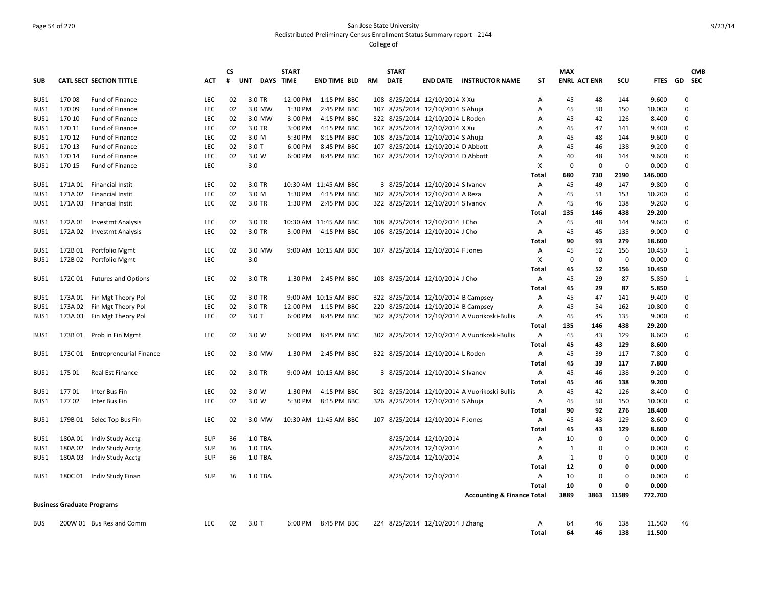San Jose State University
Redistributed Preliminary Census Enrollment Status Summary report - 2144
College of

| SUB | CATL SECT | SECTION TITTLE | ACT | CS # | UNT | DAYS | START TIME | END TIME | BLD | RM | START DATE | END DATE | INSTRUCTOR NAME | ST | MAX ENRL | ACT ENR | SCU | FTES | GD | CMB SEC |
|---|---|---|---|---|---|---|---|---|---|---|---|---|---|---|---|---|---|---|---|---|
| BUS1 | 170 08 | Fund of Finance | LEC | 02 | 3.0 | TR | 12:00 PM | 1:15 PM | BBC | 108 | 8/25/2014 | 12/10/2014 | X Xu | A | 45 | 48 | 144 | 9.600 | 0 | |
| BUS1 | 170 09 | Fund of Finance | LEC | 02 | 3.0 | MW | 1:30 PM | 2:45 PM | BBC | 107 | 8/25/2014 | 12/10/2014 | S Ahuja | A | 45 | 50 | 150 | 10.000 | 0 | |
| BUS1 | 170 10 | Fund of Finance | LEC | 02 | 3.0 | MW | 3:00 PM | 4:15 PM | BBC | 322 | 8/25/2014 | 12/10/2014 | L Roden | A | 45 | 42 | 126 | 8.400 | 0 | |
| BUS1 | 170 11 | Fund of Finance | LEC | 02 | 3.0 | TR | 3:00 PM | 4:15 PM | BBC | 107 | 8/25/2014 | 12/10/2014 | X Xu | A | 45 | 47 | 141 | 9.400 | 0 | |
| BUS1 | 170 12 | Fund of Finance | LEC | 02 | 3.0 | M | 5:30 PM | 8:15 PM | BBC | 108 | 8/25/2014 | 12/10/2014 | S Ahuja | A | 45 | 48 | 144 | 9.600 | 0 | |
| BUS1 | 170 13 | Fund of Finance | LEC | 02 | 3.0 | T | 6:00 PM | 8:45 PM | BBC | 107 | 8/25/2014 | 12/10/2014 | D Abbott | A | 45 | 46 | 138 | 9.200 | 0 | |
| BUS1 | 170 14 | Fund of Finance | LEC | 02 | 3.0 | W | 6:00 PM | 8:45 PM | BBC | 107 | 8/25/2014 | 12/10/2014 | D Abbott | A | 40 | 48 | 144 | 9.600 | 0 | |
| BUS1 | 170 15 | Fund of Finance | LEC | | 3.0 | | | | | | | | | X | 0 | 0 | 0 | 0.000 | 0 | |
| | | | | | | | | | | | | | | **Total** | **680** | **730** | **2190** | **146.000** | | |
| BUS1 | 171A 01 | Financial Instit | LEC | 02 | 3.0 | TR | 10:30 AM | 11:45 AM | BBC | 3 | 8/25/2014 | 12/10/2014 | S Ivanov | A | 45 | 49 | 147 | 9.800 | 0 | |
| BUS1 | 171A 02 | Financial Instit | LEC | 02 | 3.0 | M | 1:30 PM | 4:15 PM | BBC | 302 | 8/25/2014 | 12/10/2014 | A Reza | A | 45 | 51 | 153 | 10.200 | 0 | |
| BUS1 | 171A 03 | Financial Instit | LEC | 02 | 3.0 | TR | 1:30 PM | 2:45 PM | BBC | 322 | 8/25/2014 | 12/10/2014 | S Ivanov | A | 45 | 46 | 138 | 9.200 | 0 | |
| | | | | | | | | | | | | | | **Total** | **135** | **146** | **438** | **29.200** | | |
| BUS1 | 172A 01 | Investmt Analysis | LEC | 02 | 3.0 | TR | 10:30 AM | 11:45 AM | BBC | 108 | 8/25/2014 | 12/10/2014 | J Cho | A | 45 | 48 | 144 | 9.600 | 0 | |
| BUS1 | 172A 02 | Investmt Analysis | LEC | 02 | 3.0 | TR | 3:00 PM | 4:15 PM | BBC | 106 | 8/25/2014 | 12/10/2014 | J Cho | A | 45 | 45 | 135 | 9.000 | 0 | |
| | | | | | | | | | | | | | | **Total** | **90** | **93** | **279** | **18.600** | | |
| BUS1 | 172B 01 | Portfolio Mgmt | LEC | 02 | 3.0 | MW | 9:00 AM | 10:15 AM | BBC | 107 | 8/25/2014 | 12/10/2014 | F Jones | A | 45 | 52 | 156 | 10.450 | 1 | |
| BUS1 | 172B 02 | Portfolio Mgmt | LEC | | 3.0 | | | | | | | | | X | 0 | 0 | 0 | 0.000 | 0 | |
| | | | | | | | | | | | | | | **Total** | **45** | **52** | **156** | **10.450** | | |
| BUS1 | 172C 01 | Futures and Options | LEC | 02 | 3.0 | TR | 1:30 PM | 2:45 PM | BBC | 108 | 8/25/2014 | 12/10/2014 | J Cho | A | 45 | 29 | 87 | 5.850 | 1 | |
| | | | | | | | | | | | | | | **Total** | **45** | **29** | **87** | **5.850** | | |
| BUS1 | 173A 01 | Fin Mgt Theory Pol | LEC | 02 | 3.0 | TR | 9:00 AM | 10:15 AM | BBC | 322 | 8/25/2014 | 12/10/2014 | B Campsey | A | 45 | 47 | 141 | 9.400 | 0 | |
| BUS1 | 173A 02 | Fin Mgt Theory Pol | LEC | 02 | 3.0 | TR | 12:00 PM | 1:15 PM | BBC | 220 | 8/25/2014 | 12/10/2014 | B Campsey | A | 45 | 54 | 162 | 10.800 | 0 | |
| BUS1 | 173A 03 | Fin Mgt Theory Pol | LEC | 02 | 3.0 | T | 6:00 PM | 8:45 PM | BBC | 302 | 8/25/2014 | 12/10/2014 | A Vuorikoski-Bullis | A | 45 | 45 | 135 | 9.000 | 0 | |
| | | | | | | | | | | | | | | **Total** | **135** | **146** | **438** | **29.200** | | |
| BUS1 | 173B 01 | Prob in Fin Mgmt | LEC | 02 | 3.0 | W | 6:00 PM | 8:45 PM | BBC | 302 | 8/25/2014 | 12/10/2014 | A Vuorikoski-Bullis | A | 45 | 43 | 129 | 8.600 | 0 | |
| | | | | | | | | | | | | | | **Total** | **45** | **43** | **129** | **8.600** | | |
| BUS1 | 173C 01 | Entrepreneurial Finance | LEC | 02 | 3.0 | MW | 1:30 PM | 2:45 PM | BBC | 322 | 8/25/2014 | 12/10/2014 | L Roden | A | 45 | 39 | 117 | 7.800 | 0 | |
| | | | | | | | | | | | | | | **Total** | **45** | **39** | **117** | **7.800** | | |
| BUS1 | 175 01 | Real Est Finance | LEC | 02 | 3.0 | TR | 9:00 AM | 10:15 AM | BBC | 3 | 8/25/2014 | 12/10/2014 | S Ivanov | A | 45 | 46 | 138 | 9.200 | 0 | |
| | | | | | | | | | | | | | | **Total** | **45** | **46** | **138** | **9.200** | | |
| BUS1 | 177 01 | Inter Bus Fin | LEC | 02 | 3.0 | W | 1:30 PM | 4:15 PM | BBC | 302 | 8/25/2014 | 12/10/2014 | A Vuorikoski-Bullis | A | 45 | 42 | 126 | 8.400 | 0 | |
| BUS1 | 177 02 | Inter Bus Fin | LEC | 02 | 3.0 | W | 5:30 PM | 8:15 PM | BBC | 326 | 8/25/2014 | 12/10/2014 | S Ahuja | A | 45 | 50 | 150 | 10.000 | 0 | |
| | | | | | | | | | | | | | | **Total** | **90** | **92** | **276** | **18.400** | | |
| BUS1 | 179B 01 | Selec Top Bus Fin | LEC | 02 | 3.0 | MW | 10:30 AM | 11:45 AM | BBC | 107 | 8/25/2014 | 12/10/2014 | F Jones | A | 45 | 43 | 129 | 8.600 | 0 | |
| | | | | | | | | | | | | | | **Total** | **45** | **43** | **129** | **8.600** | | |
| BUS1 | 180A 01 | Indiv Study Acctg | SUP | 36 | 1.0 | TBA | | | | | 8/25/2014 | 12/10/2014 | | A | 10 | 0 | 0 | 0.000 | 0 | |
| BUS1 | 180A 02 | Indiv Study Acctg | SUP | 36 | 1.0 | TBA | | | | | 8/25/2014 | 12/10/2014 | | A | 1 | 0 | 0 | 0.000 | 0 | |
| BUS1 | 180A 03 | Indiv Study Acctg | SUP | 36 | 1.0 | TBA | | | | | 8/25/2014 | 12/10/2014 | | A | 1 | 0 | 0 | 0.000 | 0 | |
| | | | | | | | | | | | | | | **Total** | **12** | **0** | **0** | **0.000** | | |
| BUS1 | 180C 01 | Indiv Study Finan | SUP | 36 | 1.0 | TBA | | | | | 8/25/2014 | 12/10/2014 | | A | 10 | 0 | 0 | 0.000 | 0 | |
| | | | | | | | | | | | | | | **Total** | **10** | **0** | **0** | **0.000** | | |
| | | | | | | | | | | | | | **Accounting & Finance Total** | | **3889** | **3863** | **11589** | **772.700** | | |

**Business Graduate Programs**

| SUB | CATL SECT | SECTION TITTLE | ACT | CS # | UNT | DAYS | START TIME | END TIME | BLD | RM | START DATE | END DATE | INSTRUCTOR NAME | ST | MAX ENRL | ACT ENR | SCU | FTES | GD | CMB SEC |
|---|---|---|---|---|---|---|---|---|---|---|---|---|---|---|---|---|---|---|---|---|
| BUS | 200W 01 | Bus Res and Comm | LEC | 02 | 3.0 | T | 6:00 PM | 8:45 PM | BBC | 224 | 8/25/2014 | 12/10/2014 | J Zhang | A | 64 | 46 | 138 | 11.500 | 46 | |
| | | | | | | | | | | | | | | **Total** | **64** | **46** | **138** | **11.500** | | |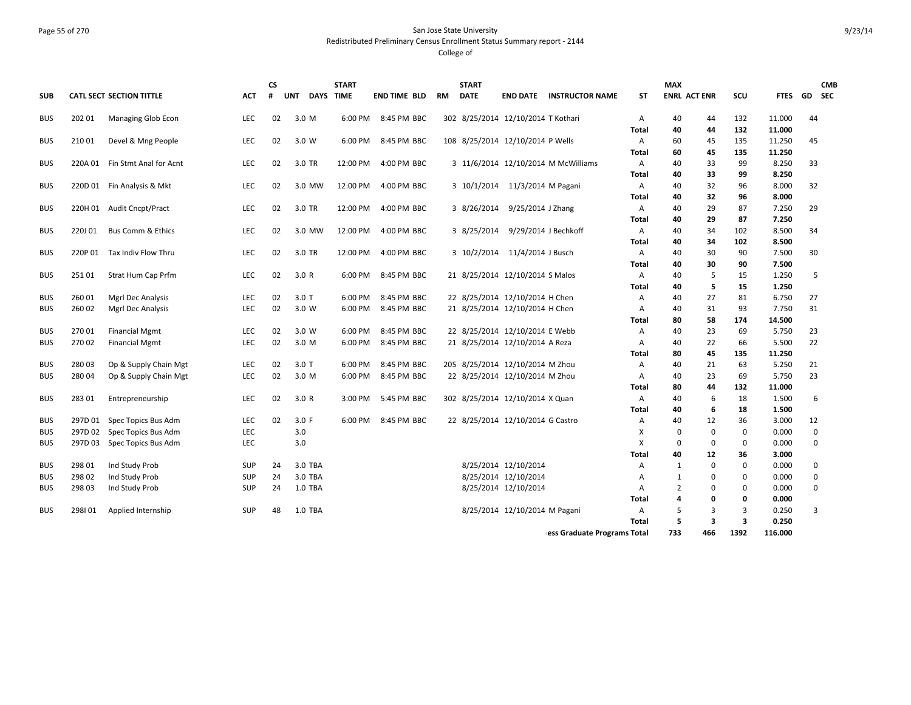# San Jose State University

Redistributed Preliminary Census Enrollment Status Summary report - 2144

College of

| SUB | CATL SECT | SECTION TITTLE | ACT | CS # | UNT | DAYS | START TIME | END TIME | BLD | RM | START DATE | END DATE | INSTRUCTOR NAME | ST | MAX ENRL | ACT ENR | SCU | FTES | GD | CMB SEC |
|---|---|---|---|---|---|---|---|---|---|---|---|---|---|---|---|---|---|---|---|---|
| BUS | 202 01 | Managing Glob Econ | LEC | 02 | 3.0 | M | 6:00 PM | 8:45 PM | BBC | 302 | 8/25/2014 | 12/10/2014 | T Kothari | A | 40 | 44 | 132 | 11.000 | 44 | |
| | | | | | | | | | | | | | | **Total** | **40** | **44** | **132** | **11.000** | | |
| BUS | 210 01 | Devel & Mng People | LEC | 02 | 3.0 | W | 6:00 PM | 8:45 PM | BBC | 108 | 8/25/2014 | 12/10/2014 | P Wells | A | 60 | 45 | 135 | 11.250 | 45 | |
| | | | | | | | | | | | | | | **Total** | **60** | **45** | **135** | **11.250** | | |
| BUS | 220A 01 | Fin Stmt Anal for Acnt | LEC | 02 | 3.0 | TR | 12:00 PM | 4:00 PM | BBC | 3 | 11/6/2014 | 12/10/2014 | M McWilliams | A | 40 | 33 | 99 | 8.250 | 33 | |
| | | | | | | | | | | | | | | **Total** | **40** | **33** | **99** | **8.250** | | |
| BUS | 220D 01 | Fin Analysis & Mkt | LEC | 02 | 3.0 | MW | 12:00 PM | 4:00 PM | BBC | 3 | 10/1/2014 | 11/3/2014 | M Pagani | A | 40 | 32 | 96 | 8.000 | 32 | |
| | | | | | | | | | | | | | | **Total** | **40** | **32** | **96** | **8.000** | | |
| BUS | 220H 01 | Audit Cncpt/Pract | LEC | 02 | 3.0 | TR | 12:00 PM | 4:00 PM | BBC | 3 | 8/26/2014 | 9/25/2014 | J Zhang | A | 40 | 29 | 87 | 7.250 | 29 | |
| | | | | | | | | | | | | | | **Total** | **40** | **29** | **87** | **7.250** | | |
| BUS | 220J 01 | Bus Comm & Ethics | LEC | 02 | 3.0 | MW | 12:00 PM | 4:00 PM | BBC | 3 | 8/25/2014 | 9/29/2014 | J Bechkoff | A | 40 | 34 | 102 | 8.500 | 34 | |
| | | | | | | | | | | | | | | **Total** | **40** | **34** | **102** | **8.500** | | |
| BUS | 220P 01 | Tax Indiv Flow Thru | LEC | 02 | 3.0 | TR | 12:00 PM | 4:00 PM | BBC | 3 | 10/2/2014 | 11/4/2014 | J Busch | A | 40 | 30 | 90 | 7.500 | 30 | |
| | | | | | | | | | | | | | | **Total** | **40** | **30** | **90** | **7.500** | | |
| BUS | 251 01 | Strat Hum Cap Prfm | LEC | 02 | 3.0 | R | 6:00 PM | 8:45 PM | BBC | 21 | 8/25/2014 | 12/10/2014 | S Malos | A | 40 | 5 | 15 | 1.250 | 5 | |
| | | | | | | | | | | | | | | **Total** | **40** | **5** | **15** | **1.250** | | |
| BUS | 260 01 | Mgrl Dec Analysis | LEC | 02 | 3.0 | T | 6:00 PM | 8:45 PM | BBC | 22 | 8/25/2014 | 12/10/2014 | H Chen | A | 40 | 27 | 81 | 6.750 | 27 | |
| BUS | 260 02 | Mgrl Dec Analysis | LEC | 02 | 3.0 | W | 6:00 PM | 8:45 PM | BBC | 21 | 8/25/2014 | 12/10/2014 | H Chen | A | 40 | 31 | 93 | 7.750 | 31 | |
| | | | | | | | | | | | | | | **Total** | **80** | **58** | **174** | **14.500** | | |
| BUS | 270 01 | Financial Mgmt | LEC | 02 | 3.0 | W | 6:00 PM | 8:45 PM | BBC | 22 | 8/25/2014 | 12/10/2014 | E Webb | A | 40 | 23 | 69 | 5.750 | 23 | |
| BUS | 270 02 | Financial Mgmt | LEC | 02 | 3.0 | M | 6:00 PM | 8:45 PM | BBC | 21 | 8/25/2014 | 12/10/2014 | A Reza | A | 40 | 22 | 66 | 5.500 | 22 | |
| | | | | | | | | | | | | | | **Total** | **80** | **45** | **135** | **11.250** | | |
| BUS | 280 03 | Op & Supply Chain Mgt | LEC | 02 | 3.0 | T | 6:00 PM | 8:45 PM | BBC | 205 | 8/25/2014 | 12/10/2014 | M Zhou | A | 40 | 21 | 63 | 5.250 | 21 | |
| BUS | 280 04 | Op & Supply Chain Mgt | LEC | 02 | 3.0 | M | 6:00 PM | 8:45 PM | BBC | 22 | 8/25/2014 | 12/10/2014 | M Zhou | A | 40 | 23 | 69 | 5.750 | 23 | |
| | | | | | | | | | | | | | | **Total** | **80** | **44** | **132** | **11.000** | | |
| BUS | 283 01 | Entrepreneurship | LEC | 02 | 3.0 | R | 3:00 PM | 5:45 PM | BBC | 302 | 8/25/2014 | 12/10/2014 | X Quan | A | 40 | 6 | 18 | 1.500 | 6 | |
| | | | | | | | | | | | | | | **Total** | **40** | **6** | **18** | **1.500** | | |
| BUS | 297D 01 | Spec Topics Bus Adm | LEC | 02 | 3.0 | F | 6:00 PM | 8:45 PM | BBC | 22 | 8/25/2014 | 12/10/2014 | G Castro | A | 40 | 12 | 36 | 3.000 | 12 | |
| BUS | 297D 02 | Spec Topics Bus Adm | LEC | | 3.0 | | | | | | | | | X | 0 | 0 | 0 | 0.000 | 0 | |
| BUS | 297D 03 | Spec Topics Bus Adm | LEC | | 3.0 | | | | | | | | | X | 0 | 0 | 0 | 0.000 | 0 | |
| | | | | | | | | | | | | | | **Total** | **40** | **12** | **36** | **3.000** | | |
| BUS | 298 01 | Ind Study Prob | SUP | 24 | 3.0 | TBA | | | | | 8/25/2014 | 12/10/2014 | | A | 1 | 0 | 0 | 0.000 | 0 | |
| BUS | 298 02 | Ind Study Prob | SUP | 24 | 3.0 | TBA | | | | | 8/25/2014 | 12/10/2014 | | A | 1 | 0 | 0 | 0.000 | 0 | |
| BUS | 298 03 | Ind Study Prob | SUP | 24 | 1.0 | TBA | | | | | 8/25/2014 | 12/10/2014 | | A | 2 | 0 | 0 | 0.000 | 0 | |
| | | | | | | | | | | | | | | **Total** | **4** | **0** | **0** | **0.000** | | |
| BUS | 298I 01 | Applied Internship | SUP | 48 | 1.0 | TBA | | | | | 8/25/2014 | 12/10/2014 | M Pagani | A | 5 | 3 | 3 | 0.250 | 3 | |
| | | | | | | | | | | | | | | **Total** | **5** | **3** | **3** | **0.250** | | |
| | | | | | | | | | | | | | **ess Graduate Programs Total** | | **733** | **466** | **1392** | **116.000** | | |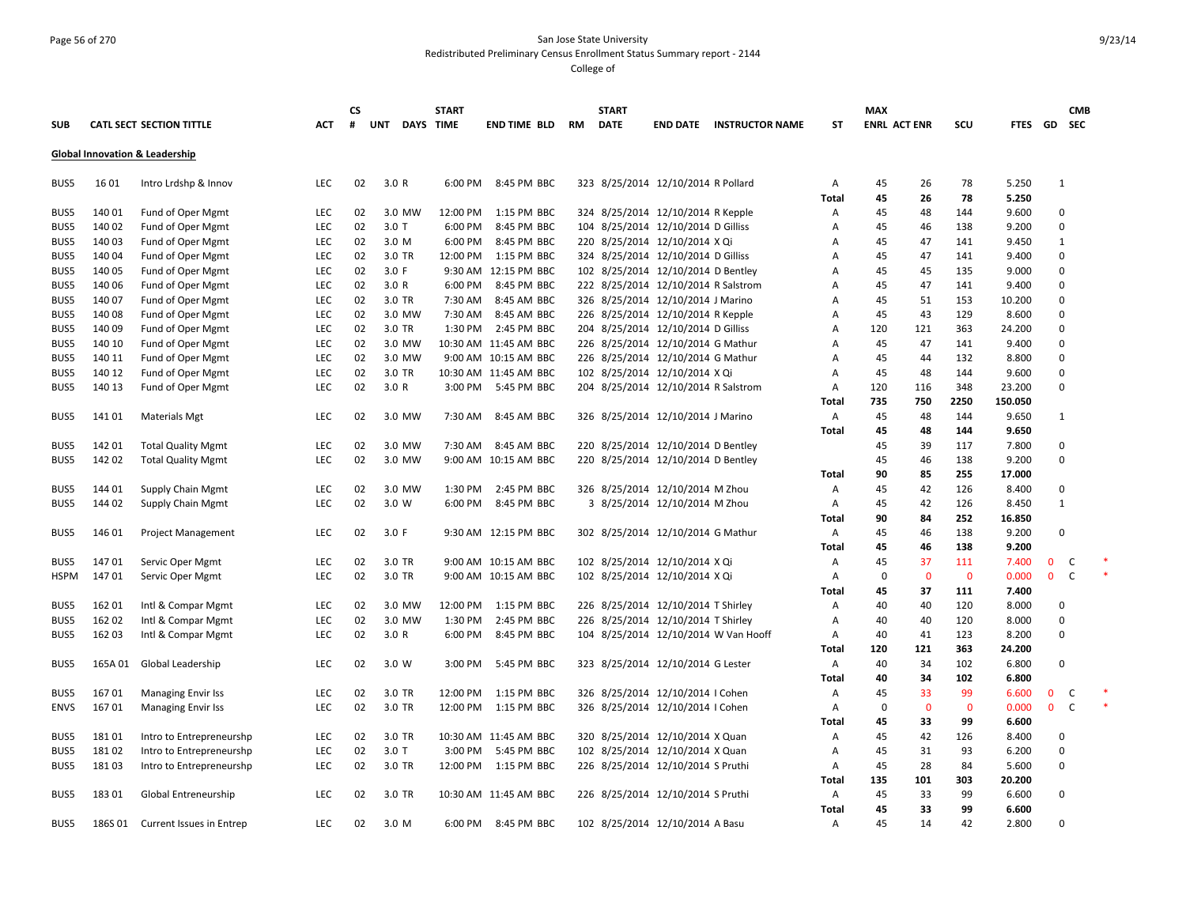San Jose State University
Redistributed Preliminary Census Enrollment Status Summary report - 2144
College of

| SUB | CATL | SECT | SECTION TITTLE | ACT | CS # | UNT | DAYS | START TIME | END TIME | BLD | RM | START DATE | END DATE | INSTRUCTOR NAME | ST | MAX ENRL | ACT ENR | SCU | FTES | GD | CMB SEC | |
|---|---|---|---|---|---|---|---|---|---|---|---|---|---|---|---|---|---|---|---|---|---|---|
| **Global Innovation & Leadership** | | | | | | | | | | | | | | | | | | | | | | |
| BUS5 | 16 | 01 | Intro Lrdshp & Innov | LEC | 02 | 3.0 | R | 6:00 PM | 8:45 PM | BBC | 323 | 8/25/2014 | 12/10/2014 | R Pollard | A | 45 | 26 | 78 | 5.250 | 1 | | |
| | | | | | | | | | | | | | | | **Total** | **45** | **26** | **78** | **5.250** | | | |
| BUS5 | 140 | 01 | Fund of Oper Mgmt | LEC | 02 | 3.0 | MW | 12:00 PM | 1:15 PM | BBC | 324 | 8/25/2014 | 12/10/2014 | R Kepple | A | 45 | 48 | 144 | 9.600 | 0 | | |
| BUS5 | 140 | 02 | Fund of Oper Mgmt | LEC | 02 | 3.0 | T | 6:00 PM | 8:45 PM | BBC | 104 | 8/25/2014 | 12/10/2014 | D Gilliss | A | 45 | 46 | 138 | 9.200 | 0 | | |
| BUS5 | 140 | 03 | Fund of Oper Mgmt | LEC | 02 | 3.0 | M | 6:00 PM | 8:45 PM | BBC | 220 | 8/25/2014 | 12/10/2014 | X Qi | A | 45 | 47 | 141 | 9.450 | 1 | | |
| BUS5 | 140 | 04 | Fund of Oper Mgmt | LEC | 02 | 3.0 | TR | 12:00 PM | 1:15 PM | BBC | 324 | 8/25/2014 | 12/10/2014 | D Gilliss | A | 45 | 47 | 141 | 9.400 | 0 | | |
| BUS5 | 140 | 05 | Fund of Oper Mgmt | LEC | 02 | 3.0 | F | 9:30 AM | 12:15 PM | BBC | 102 | 8/25/2014 | 12/10/2014 | D Bentley | A | 45 | 45 | 135 | 9.000 | 0 | | |
| BUS5 | 140 | 06 | Fund of Oper Mgmt | LEC | 02 | 3.0 | R | 6:00 PM | 8:45 PM | BBC | 222 | 8/25/2014 | 12/10/2014 | R Salstrom | A | 45 | 47 | 141 | 9.400 | 0 | | |
| BUS5 | 140 | 07 | Fund of Oper Mgmt | LEC | 02 | 3.0 | TR | 7:30 AM | 8:45 AM | BBC | 326 | 8/25/2014 | 12/10/2014 | J Marino | A | 45 | 51 | 153 | 10.200 | 0 | | |
| BUS5 | 140 | 08 | Fund of Oper Mgmt | LEC | 02 | 3.0 | MW | 7:30 AM | 8:45 AM | BBC | 226 | 8/25/2014 | 12/10/2014 | R Kepple | A | 45 | 43 | 129 | 8.600 | 0 | | |
| BUS5 | 140 | 09 | Fund of Oper Mgmt | LEC | 02 | 3.0 | TR | 1:30 PM | 2:45 PM | BBC | 204 | 8/25/2014 | 12/10/2014 | D Gilliss | A | 120 | 121 | 363 | 24.200 | 0 | | |
| BUS5 | 140 | 10 | Fund of Oper Mgmt | LEC | 02 | 3.0 | MW | 10:30 AM | 11:45 AM | BBC | 226 | 8/25/2014 | 12/10/2014 | G Mathur | A | 45 | 47 | 141 | 9.400 | 0 | | |
| BUS5 | 140 | 11 | Fund of Oper Mgmt | LEC | 02 | 3.0 | MW | 9:00 AM | 10:15 AM | BBC | 226 | 8/25/2014 | 12/10/2014 | G Mathur | A | 45 | 44 | 132 | 8.800 | 0 | | |
| BUS5 | 140 | 12 | Fund of Oper Mgmt | LEC | 02 | 3.0 | TR | 10:30 AM | 11:45 AM | BBC | 102 | 8/25/2014 | 12/10/2014 | X Qi | A | 45 | 48 | 144 | 9.600 | 0 | | |
| BUS5 | 140 | 13 | Fund of Oper Mgmt | LEC | 02 | 3.0 | R | 3:00 PM | 5:45 PM | BBC | 204 | 8/25/2014 | 12/10/2014 | R Salstrom | A | 120 | 116 | 348 | 23.200 | 0 | | |
| | | | | | | | | | | | | | | | **Total** | **735** | **750** | **2250** | **150.050** | | | |
| BUS5 | 141 | 01 | Materials Mgt | LEC | 02 | 3.0 | MW | 7:30 AM | 8:45 AM | BBC | 326 | 8/25/2014 | 12/10/2014 | J Marino | A | 45 | 48 | 144 | 9.650 | 1 | | |
| | | | | | | | | | | | | | | | **Total** | **45** | **48** | **144** | **9.650** | | | |
| BUS5 | 142 | 01 | Total Quality Mgmt | LEC | 02 | 3.0 | MW | 7:30 AM | 8:45 AM | BBC | 220 | 8/25/2014 | 12/10/2014 | D Bentley | | 45 | 39 | 117 | 7.800 | 0 | | |
| BUS5 | 142 | 02 | Total Quality Mgmt | LEC | 02 | 3.0 | MW | 9:00 AM | 10:15 AM | BBC | 220 | 8/25/2014 | 12/10/2014 | D Bentley | | 45 | 46 | 138 | 9.200 | 0 | | |
| | | | | | | | | | | | | | | | **Total** | **90** | **85** | **255** | **17.000** | | | |
| BUS5 | 144 | 01 | Supply Chain Mgmt | LEC | 02 | 3.0 | MW | 1:30 PM | 2:45 PM | BBC | 326 | 8/25/2014 | 12/10/2014 | M Zhou | A | 45 | 42 | 126 | 8.400 | 0 | | |
| BUS5 | 144 | 02 | Supply Chain Mgmt | LEC | 02 | 3.0 | W | 6:00 PM | 8:45 PM | BBC | 3 | 8/25/2014 | 12/10/2014 | M Zhou | A | 45 | 42 | 126 | 8.450 | 1 | | |
| | | | | | | | | | | | | | | | **Total** | **90** | **84** | **252** | **16.850** | | | |
| BUS5 | 146 | 01 | Project Management | LEC | 02 | 3.0 | F | 9:30 AM | 12:15 PM | BBC | 302 | 8/25/2014 | 12/10/2014 | G Mathur | A | 45 | 46 | 138 | 9.200 | 0 | | |
| | | | | | | | | | | | | | | | **Total** | **45** | **46** | **138** | **9.200** | | | |
| BUS5 | 147 | 01 | Servic Oper Mgmt | LEC | 02 | 3.0 | TR | 9:00 AM | 10:15 AM | BBC | 102 | 8/25/2014 | 12/10/2014 | X Qi | A | 45 | 37 | 111 | 7.400 | 0 | C | * |
| HSPM | 147 | 01 | Servic Oper Mgmt | LEC | 02 | 3.0 | TR | 9:00 AM | 10:15 AM | BBC | 102 | 8/25/2014 | 12/10/2014 | X Qi | A | 0 | 0 | 0 | 0.000 | 0 | C | * |
| | | | | | | | | | | | | | | | **Total** | **45** | **37** | **111** | **7.400** | | | |
| BUS5 | 162 | 01 | Intl & Compar Mgmt | LEC | 02 | 3.0 | MW | 12:00 PM | 1:15 PM | BBC | 226 | 8/25/2014 | 12/10/2014 | T Shirley | A | 40 | 40 | 120 | 8.000 | 0 | | |
| BUS5 | 162 | 02 | Intl & Compar Mgmt | LEC | 02 | 3.0 | MW | 1:30 PM | 2:45 PM | BBC | 226 | 8/25/2014 | 12/10/2014 | T Shirley | A | 40 | 40 | 120 | 8.000 | 0 | | |
| BUS5 | 162 | 03 | Intl & Compar Mgmt | LEC | 02 | 3.0 | R | 6:00 PM | 8:45 PM | BBC | 104 | 8/25/2014 | 12/10/2014 | W Van Hooff | A | 40 | 41 | 123 | 8.200 | 0 | | |
| | | | | | | | | | | | | | | | **Total** | **120** | **121** | **363** | **24.200** | | | |
| BUS5 | 165A | 01 | Global Leadership | LEC | 02 | 3.0 | W | 3:00 PM | 5:45 PM | BBC | 323 | 8/25/2014 | 12/10/2014 | G Lester | A | 40 | 34 | 102 | 6.800 | 0 | | |
| | | | | | | | | | | | | | | | **Total** | **40** | **34** | **102** | **6.800** | | | |
| BUS5 | 167 | 01 | Managing Envir Iss | LEC | 02 | 3.0 | TR | 12:00 PM | 1:15 PM | BBC | 326 | 8/25/2014 | 12/10/2014 | I Cohen | A | 45 | 33 | 99 | 6.600 | 0 | C | * |
| ENVS | 167 | 01 | Managing Envir Iss | LEC | 02 | 3.0 | TR | 12:00 PM | 1:15 PM | BBC | 326 | 8/25/2014 | 12/10/2014 | I Cohen | A | 0 | 0 | 0 | 0.000 | 0 | C | * |
| | | | | | | | | | | | | | | | **Total** | **45** | **33** | **99** | **6.600** | | | |
| BUS5 | 181 | 01 | Intro to Entrepreneurshp | LEC | 02 | 3.0 | TR | 10:30 AM | 11:45 AM | BBC | 320 | 8/25/2014 | 12/10/2014 | X Quan | A | 45 | 42 | 126 | 8.400 | 0 | | |
| BUS5 | 181 | 02 | Intro to Entrepreneurshp | LEC | 02 | 3.0 | T | 3:00 PM | 5:45 PM | BBC | 102 | 8/25/2014 | 12/10/2014 | X Quan | A | 45 | 31 | 93 | 6.200 | 0 | | |
| BUS5 | 181 | 03 | Intro to Entrepreneurshp | LEC | 02 | 3.0 | TR | 12:00 PM | 1:15 PM | BBC | 226 | 8/25/2014 | 12/10/2014 | S Pruthi | A | 45 | 28 | 84 | 5.600 | 0 | | |
| | | | | | | | | | | | | | | | **Total** | **135** | **101** | **303** | **20.200** | | | |
| BUS5 | 183 | 01 | Global Entreneurship | LEC | 02 | 3.0 | TR | 10:30 AM | 11:45 AM | BBC | 226 | 8/25/2014 | 12/10/2014 | S Pruthi | A | 45 | 33 | 99 | 6.600 | 0 | | |
| | | | | | | | | | | | | | | | **Total** | **45** | **33** | **99** | **6.600** | | | |
| BUS5 | 186S | 01 | Current Issues in Entrep | LEC | 02 | 3.0 | M | 6:00 PM | 8:45 PM | BBC | 102 | 8/25/2014 | 12/10/2014 | A Basu | A | 45 | 14 | 42 | 2.800 | 0 | | |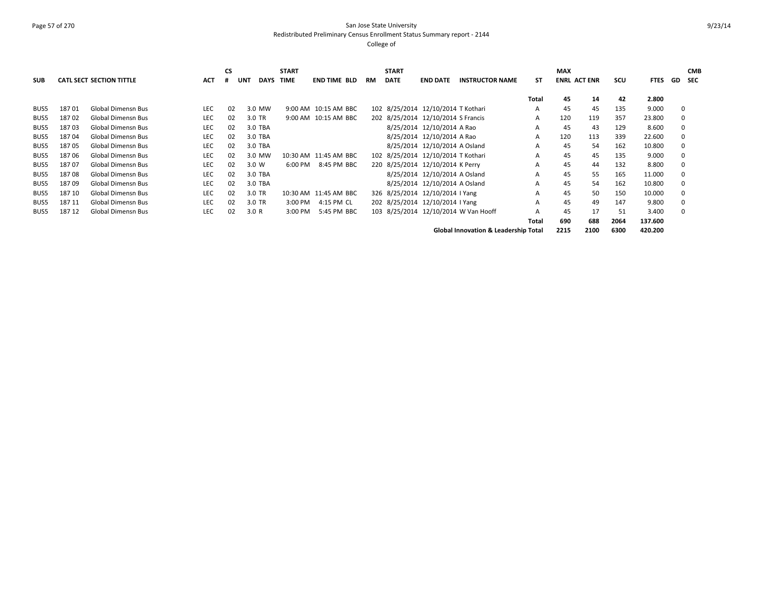San Jose State University

Redistributed Preliminary Census Enrollment Status Summary report - 2144

College of

| SUB | CATL | SECT | SECTION TITTLE | ACT | CS # | UNT | DAYS | START TIME | END TIME | BLD | RM | START DATE | END DATE | INSTRUCTOR NAME | ST | MAX ENRL | ACT ENR | SCU | FTES | GD | CMB SEC |
|---|---|---|---|---|---|---|---|---|---|---|---|---|---|---|---|---|---|---|---|---|---|
| | | | | | | | | | | | | | | | Total | 45 | 14 | 42 | 2.800 | | |
| BUS5 | 187 | 01 | Global Dimensn Bus | LEC | 02 | 3.0 | MW | 9:00 AM | 10:15 AM | BBC | 102 | 8/25/2014 | 12/10/2014 | T Kothari | A | 45 | 45 | 135 | 9.000 | 0 | |
| BUS5 | 187 | 02 | Global Dimensn Bus | LEC | 02 | 3.0 | TR | 9:00 AM | 10:15 AM | BBC | 202 | 8/25/2014 | 12/10/2014 | S Francis | A | 120 | 119 | 357 | 23.800 | 0 | |
| BUS5 | 187 | 03 | Global Dimensn Bus | LEC | 02 | 3.0 | TBA | | | | | 8/25/2014 | 12/10/2014 | A Rao | A | 45 | 43 | 129 | 8.600 | 0 | |
| BUS5 | 187 | 04 | Global Dimensn Bus | LEC | 02 | 3.0 | TBA | | | | | 8/25/2014 | 12/10/2014 | A Rao | A | 120 | 113 | 339 | 22.600 | 0 | |
| BUS5 | 187 | 05 | Global Dimensn Bus | LEC | 02 | 3.0 | TBA | | | | | 8/25/2014 | 12/10/2014 | A Osland | A | 45 | 54 | 162 | 10.800 | 0 | |
| BUS5 | 187 | 06 | Global Dimensn Bus | LEC | 02 | 3.0 | MW | 10:30 AM | 11:45 AM | BBC | 102 | 8/25/2014 | 12/10/2014 | T Kothari | A | 45 | 45 | 135 | 9.000 | 0 | |
| BUS5 | 187 | 07 | Global Dimensn Bus | LEC | 02 | 3.0 | W | 6:00 PM | 8:45 PM | BBC | 220 | 8/25/2014 | 12/10/2014 | K Perry | A | 45 | 44 | 132 | 8.800 | 0 | |
| BUS5 | 187 | 08 | Global Dimensn Bus | LEC | 02 | 3.0 | TBA | | | | | 8/25/2014 | 12/10/2014 | A Osland | A | 45 | 55 | 165 | 11.000 | 0 | |
| BUS5 | 187 | 09 | Global Dimensn Bus | LEC | 02 | 3.0 | TBA | | | | | 8/25/2014 | 12/10/2014 | A Osland | A | 45 | 54 | 162 | 10.800 | 0 | |
| BUS5 | 187 | 10 | Global Dimensn Bus | LEC | 02 | 3.0 | TR | 10:30 AM | 11:45 AM | BBC | 326 | 8/25/2014 | 12/10/2014 | I Yang | A | 45 | 50 | 150 | 10.000 | 0 | |
| BUS5 | 187 | 11 | Global Dimensn Bus | LEC | 02 | 3.0 | TR | 3:00 PM | 4:15 PM | CL | 202 | 8/25/2014 | 12/10/2014 | I Yang | A | 45 | 49 | 147 | 9.800 | 0 | |
| BUS5 | 187 | 12 | Global Dimensn Bus | LEC | 02 | 3.0 | R | 3:00 PM | 5:45 PM | BBC | 103 | 8/25/2014 | 12/10/2014 | W Van Hooff | A | 45 | 17 | 51 | 3.400 | 0 | |
| | | | | | | | | | | | | | | | Total | 690 | 688 | 2064 | 137.600 | | |
| | | | | | | | | | | | | | | Global Innovation & Leadership Total | | 2215 | 2100 | 6300 | 420.200 | | |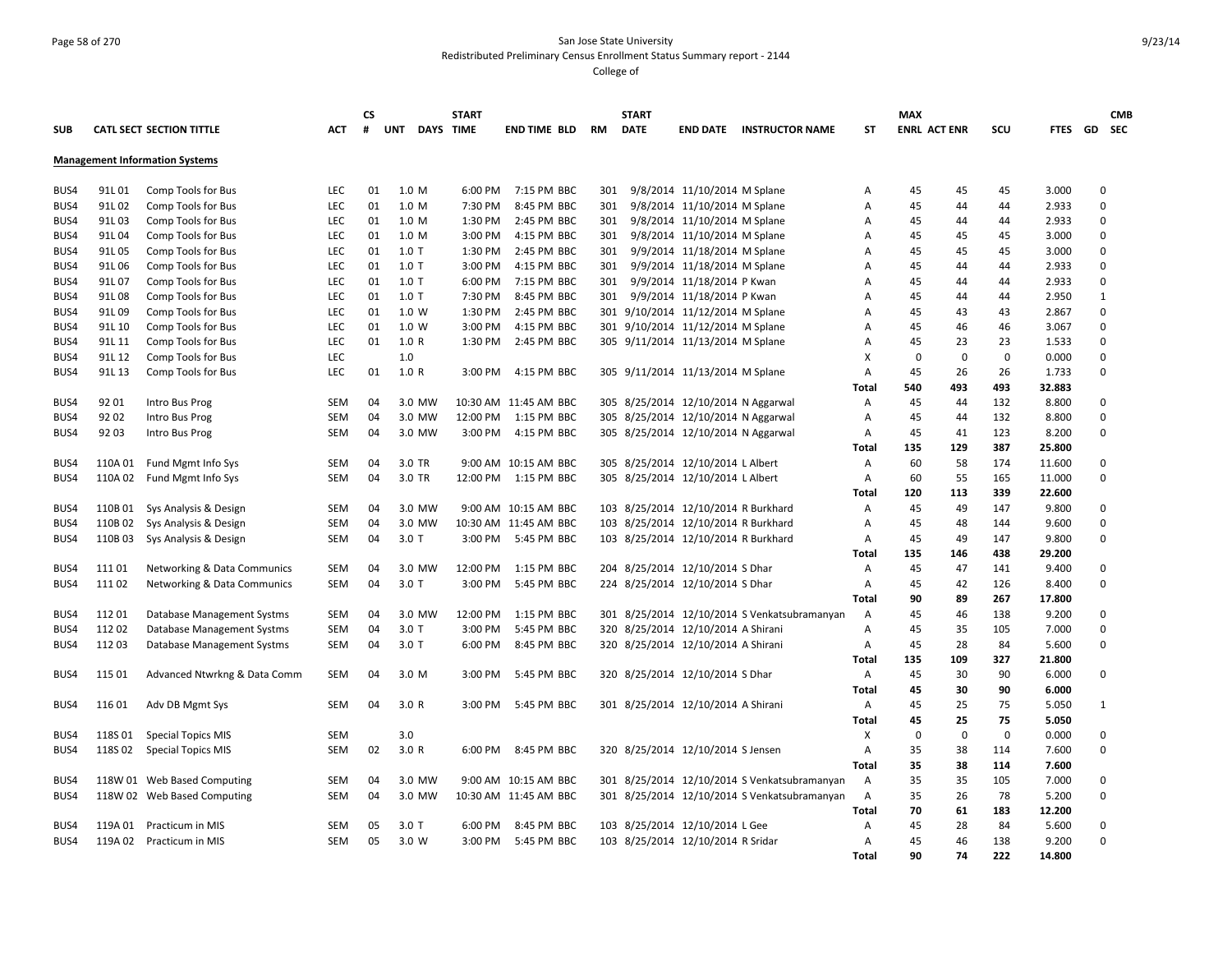San Jose State University

Redistributed Preliminary Census Enrollment Status Summary report - 2144

College of

| SUB | CATL SECT | SECTION TITTLE | ACT | CS # | UNT | DAYS | START TIME | END TIME | BLD | RM | START DATE | END DATE | INSTRUCTOR NAME | ST | MAX ENRL | ACT ENR | SCU | FTES | GD | CMB SEC |
|---|---|---|---|---|---|---|---|---|---|---|---|---|---|---|---|---|---|---|---|---|
| **Management Information Systems** | | | | | | | | | | | | | | | | | | | | |
| BUS4 | 91L 01 | Comp Tools for Bus | LEC | 01 | 1.0 | M | 6:00 PM | 7:15 PM | BBC | 301 | 9/8/2014 | 11/10/2014 | M Splane | A | 45 | 45 | 45 | 3.000 | 0 | |
| BUS4 | 91L 02 | Comp Tools for Bus | LEC | 01 | 1.0 | M | 7:30 PM | 8:45 PM | BBC | 301 | 9/8/2014 | 11/10/2014 | M Splane | A | 45 | 44 | 44 | 2.933 | 0 | |
| BUS4 | 91L 03 | Comp Tools for Bus | LEC | 01 | 1.0 | M | 1:30 PM | 2:45 PM | BBC | 301 | 9/8/2014 | 11/10/2014 | M Splane | A | 45 | 44 | 44 | 2.933 | 0 | |
| BUS4 | 91L 04 | Comp Tools for Bus | LEC | 01 | 1.0 | M | 3:00 PM | 4:15 PM | BBC | 301 | 9/8/2014 | 11/10/2014 | M Splane | A | 45 | 45 | 45 | 3.000 | 0 | |
| BUS4 | 91L 05 | Comp Tools for Bus | LEC | 01 | 1.0 | T | 1:30 PM | 2:45 PM | BBC | 301 | 9/9/2014 | 11/18/2014 | M Splane | A | 45 | 45 | 45 | 3.000 | 0 | |
| BUS4 | 91L 06 | Comp Tools for Bus | LEC | 01 | 1.0 | T | 3:00 PM | 4:15 PM | BBC | 301 | 9/9/2014 | 11/18/2014 | M Splane | A | 45 | 44 | 44 | 2.933 | 0 | |
| BUS4 | 91L 07 | Comp Tools for Bus | LEC | 01 | 1.0 | T | 6:00 PM | 7:15 PM | BBC | 301 | 9/9/2014 | 11/18/2014 | P Kwan | A | 45 | 44 | 44 | 2.933 | 0 | |
| BUS4 | 91L 08 | Comp Tools for Bus | LEC | 01 | 1.0 | T | 7:30 PM | 8:45 PM | BBC | 301 | 9/9/2014 | 11/18/2014 | P Kwan | A | 45 | 44 | 44 | 2.950 | 1 | |
| BUS4 | 91L 09 | Comp Tools for Bus | LEC | 01 | 1.0 | W | 1:30 PM | 2:45 PM | BBC | 301 | 9/10/2014 | 11/12/2014 | M Splane | A | 45 | 43 | 43 | 2.867 | 0 | |
| BUS4 | 91L 10 | Comp Tools for Bus | LEC | 01 | 1.0 | W | 3:00 PM | 4:15 PM | BBC | 301 | 9/10/2014 | 11/12/2014 | M Splane | A | 45 | 46 | 46 | 3.067 | 0 | |
| BUS4 | 91L 11 | Comp Tools for Bus | LEC | 01 | 1.0 | R | 1:30 PM | 2:45 PM | BBC | 305 | 9/11/2014 | 11/13/2014 | M Splane | A | 45 | 23 | 23 | 1.533 | 0 | |
| BUS4 | 91L 12 | Comp Tools for Bus | LEC | | 1.0 | | | | | | | | | X | 0 | 0 | 0 | 0.000 | 0 | |
| BUS4 | 91L 13 | Comp Tools for Bus | LEC | 01 | 1.0 | R | 3:00 PM | 4:15 PM | BBC | 305 | 9/11/2014 | 11/13/2014 | M Splane | A | 45 | 26 | 26 | 1.733 | 0 | |
| | | | | | | | | | | | | | | **Total** | **540** | **493** | **493** | **32.883** | | |
| BUS4 | 92 01 | Intro Bus Prog | SEM | 04 | 3.0 | MW | 10:30 AM | 11:45 AM | BBC | 305 | 8/25/2014 | 12/10/2014 | N Aggarwal | A | 45 | 44 | 132 | 8.800 | 0 | |
| BUS4 | 92 02 | Intro Bus Prog | SEM | 04 | 3.0 | MW | 12:00 PM | 1:15 PM | BBC | 305 | 8/25/2014 | 12/10/2014 | N Aggarwal | A | 45 | 44 | 132 | 8.800 | 0 | |
| BUS4 | 92 03 | Intro Bus Prog | SEM | 04 | 3.0 | MW | 3:00 PM | 4:15 PM | BBC | 305 | 8/25/2014 | 12/10/2014 | N Aggarwal | A | 45 | 41 | 123 | 8.200 | 0 | |
| | | | | | | | | | | | | | | **Total** | **135** | **129** | **387** | **25.800** | | |
| BUS4 | 110A 01 | Fund Mgmt Info Sys | SEM | 04 | 3.0 | TR | 9:00 AM | 10:15 AM | BBC | 305 | 8/25/2014 | 12/10/2014 | L Albert | A | 60 | 58 | 174 | 11.600 | 0 | |
| BUS4 | 110A 02 | Fund Mgmt Info Sys | SEM | 04 | 3.0 | TR | 12:00 PM | 1:15 PM | BBC | 305 | 8/25/2014 | 12/10/2014 | L Albert | A | 60 | 55 | 165 | 11.000 | 0 | |
| | | | | | | | | | | | | | | **Total** | **120** | **113** | **339** | **22.600** | | |
| BUS4 | 110B 01 | Sys Analysis & Design | SEM | 04 | 3.0 | MW | 9:00 AM | 10:15 AM | BBC | 103 | 8/25/2014 | 12/10/2014 | R Burkhard | A | 45 | 49 | 147 | 9.800 | 0 | |
| BUS4 | 110B 02 | Sys Analysis & Design | SEM | 04 | 3.0 | MW | 10:30 AM | 11:45 AM | BBC | 103 | 8/25/2014 | 12/10/2014 | R Burkhard | A | 45 | 48 | 144 | 9.600 | 0 | |
| BUS4 | 110B 03 | Sys Analysis & Design | SEM | 04 | 3.0 | T | 3:00 PM | 5:45 PM | BBC | 103 | 8/25/2014 | 12/10/2014 | R Burkhard | A | 45 | 49 | 147 | 9.800 | 0 | |
| | | | | | | | | | | | | | | **Total** | **135** | **146** | **438** | **29.200** | | |
| BUS4 | 111 01 | Networking & Data Communics | SEM | 04 | 3.0 | MW | 12:00 PM | 1:15 PM | BBC | 204 | 8/25/2014 | 12/10/2014 | S Dhar | A | 45 | 47 | 141 | 9.400 | 0 | |
| BUS4 | 111 02 | Networking & Data Communics | SEM | 04 | 3.0 | T | 3:00 PM | 5:45 PM | BBC | 224 | 8/25/2014 | 12/10/2014 | S Dhar | A | 45 | 42 | 126 | 8.400 | 0 | |
| | | | | | | | | | | | | | | **Total** | **90** | **89** | **267** | **17.800** | | |
| BUS4 | 112 01 | Database Management Systms | SEM | 04 | 3.0 | MW | 12:00 PM | 1:15 PM | BBC | 301 | 8/25/2014 | 12/10/2014 | S Venkatsubramanyan | A | 45 | 46 | 138 | 9.200 | 0 | |
| BUS4 | 112 02 | Database Management Systms | SEM | 04 | 3.0 | T | 3:00 PM | 5:45 PM | BBC | 320 | 8/25/2014 | 12/10/2014 | A Shirani | A | 45 | 35 | 105 | 7.000 | 0 | |
| BUS4 | 112 03 | Database Management Systms | SEM | 04 | 3.0 | T | 6:00 PM | 8:45 PM | BBC | 320 | 8/25/2014 | 12/10/2014 | A Shirani | A | 45 | 28 | 84 | 5.600 | 0 | |
| | | | | | | | | | | | | | | **Total** | **135** | **109** | **327** | **21.800** | | |
| BUS4 | 115 01 | Advanced Ntwrkng & Data Comm | SEM | 04 | 3.0 | M | 3:00 PM | 5:45 PM | BBC | 320 | 8/25/2014 | 12/10/2014 | S Dhar | A | 45 | 30 | 90 | 6.000 | 0 | |
| | | | | | | | | | | | | | | **Total** | **45** | **30** | **90** | **6.000** | | |
| BUS4 | 116 01 | Adv DB Mgmt Sys | SEM | 04 | 3.0 | R | 3:00 PM | 5:45 PM | BBC | 301 | 8/25/2014 | 12/10/2014 | A Shirani | A | 45 | 25 | 75 | 5.050 | 1 | |
| | | | | | | | | | | | | | | **Total** | **45** | **25** | **75** | **5.050** | | |
| BUS4 | 118S 01 | Special Topics MIS | SEM | | 3.0 | | | | | | | | | X | 0 | 0 | 0 | 0.000 | 0 | |
| BUS4 | 118S 02 | Special Topics MIS | SEM | 02 | 3.0 | R | 6:00 PM | 8:45 PM | BBC | 320 | 8/25/2014 | 12/10/2014 | S Jensen | A | 35 | 38 | 114 | 7.600 | 0 | |
| | | | | | | | | | | | | | | **Total** | **35** | **38** | **114** | **7.600** | | |
| BUS4 | 118W 01 | Web Based Computing | SEM | 04 | 3.0 | MW | 9:00 AM | 10:15 AM | BBC | 301 | 8/25/2014 | 12/10/2014 | S Venkatsubramanyan | A | 35 | 35 | 105 | 7.000 | 0 | |
| BUS4 | 118W 02 | Web Based Computing | SEM | 04 | 3.0 | MW | 10:30 AM | 11:45 AM | BBC | 301 | 8/25/2014 | 12/10/2014 | S Venkatsubramanyan | A | 35 | 26 | 78 | 5.200 | 0 | |
| | | | | | | | | | | | | | | **Total** | **70** | **61** | **183** | **12.200** | | |
| BUS4 | 119A 01 | Practicum in MIS | SEM | 05 | 3.0 | T | 6:00 PM | 8:45 PM | BBC | 103 | 8/25/2014 | 12/10/2014 | L Gee | A | 45 | 28 | 84 | 5.600 | 0 | |
| BUS4 | 119A 02 | Practicum in MIS | SEM | 05 | 3.0 | W | 3:00 PM | 5:45 PM | BBC | 103 | 8/25/2014 | 12/10/2014 | R Sridar | A | 45 | 46 | 138 | 9.200 | 0 | |
| | | | | | | | | | | | | | | **Total** | **90** | **74** | **222** | **14.800** | | |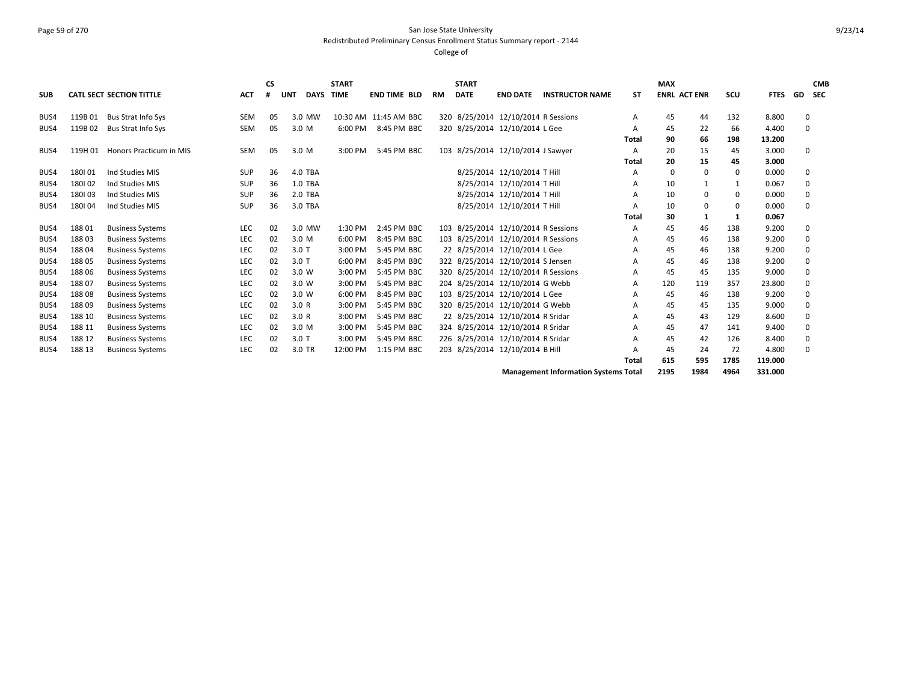San Jose State University

Redistributed Preliminary Census Enrollment Status Summary report - 2144

College of

| SUB | CATL | SECT | SECTION TITTLE | ACT | CS # | UNT | DAYS | START TIME | END TIME | BLD | RM | START DATE | END DATE | INSTRUCTOR NAME | ST | MAX ENRL | ACT ENR | SCU | FTES | GD | CMB SEC |
|---|---|---|---|---|---|---|---|---|---|---|---|---|---|---|---|---|---|---|---|---|---|
| BUS4 | 119B | 01 | Bus Strat Info Sys | SEM | 05 | 3.0 | MW | 10:30 AM | 11:45 AM | BBC | 320 | 8/25/2014 | 12/10/2014 | R Sessions | A | 45 | 44 | 132 | 8.800 | 0 | |
| BUS4 | 119B | 02 | Bus Strat Info Sys | SEM | 05 | 3.0 | M | 6:00 PM | 8:45 PM | BBC | 320 | 8/25/2014 | 12/10/2014 | L Gee | A | 45 | 22 | 66 | 4.400 | 0 | |
| | | | | | | | | | | | | | | | **Total** | **90** | **66** | **198** | **13.200** | | |
| BUS4 | 119H | 01 | Honors Practicum in MIS | SEM | 05 | 3.0 | M | 3:00 PM | 5:45 PM | BBC | 103 | 8/25/2014 | 12/10/2014 | J Sawyer | A | 20 | 15 | 45 | 3.000 | 0 | |
| | | | | | | | | | | | | | | | **Total** | **20** | **15** | **45** | **3.000** | | |
| BUS4 | 180I | 01 | Ind Studies MIS | SUP | 36 | 4.0 | TBA | | | | | 8/25/2014 | 12/10/2014 | T Hill | A | 0 | 0 | 0 | 0.000 | 0 | |
| BUS4 | 180I | 02 | Ind Studies MIS | SUP | 36 | 1.0 | TBA | | | | | 8/25/2014 | 12/10/2014 | T Hill | A | 10 | 1 | 1 | 0.067 | 0 | |
| BUS4 | 180I | 03 | Ind Studies MIS | SUP | 36 | 2.0 | TBA | | | | | 8/25/2014 | 12/10/2014 | T Hill | A | 10 | 0 | 0 | 0.000 | 0 | |
| BUS4 | 180I | 04 | Ind Studies MIS | SUP | 36 | 3.0 | TBA | | | | | 8/25/2014 | 12/10/2014 | T Hill | A | 10 | 0 | 0 | 0.000 | 0 | |
| | | | | | | | | | | | | | | | **Total** | **30** | **1** | **1** | **0.067** | | |
| BUS4 | 188 | 01 | Business Systems | LEC | 02 | 3.0 | MW | 1:30 PM | 2:45 PM | BBC | 103 | 8/25/2014 | 12/10/2014 | R Sessions | A | 45 | 46 | 138 | 9.200 | 0 | |
| BUS4 | 188 | 03 | Business Systems | LEC | 02 | 3.0 | M | 6:00 PM | 8:45 PM | BBC | 103 | 8/25/2014 | 12/10/2014 | R Sessions | A | 45 | 46 | 138 | 9.200 | 0 | |
| BUS4 | 188 | 04 | Business Systems | LEC | 02 | 3.0 | T | 3:00 PM | 5:45 PM | BBC | 22 | 8/25/2014 | 12/10/2014 | L Gee | A | 45 | 46 | 138 | 9.200 | 0 | |
| BUS4 | 188 | 05 | Business Systems | LEC | 02 | 3.0 | T | 6:00 PM | 8:45 PM | BBC | 322 | 8/25/2014 | 12/10/2014 | S Jensen | A | 45 | 46 | 138 | 9.200 | 0 | |
| BUS4 | 188 | 06 | Business Systems | LEC | 02 | 3.0 | W | 3:00 PM | 5:45 PM | BBC | 320 | 8/25/2014 | 12/10/2014 | R Sessions | A | 45 | 45 | 135 | 9.000 | 0 | |
| BUS4 | 188 | 07 | Business Systems | LEC | 02 | 3.0 | W | 3:00 PM | 5:45 PM | BBC | 204 | 8/25/2014 | 12/10/2014 | G Webb | A | 120 | 119 | 357 | 23.800 | 0 | |
| BUS4 | 188 | 08 | Business Systems | LEC | 02 | 3.0 | W | 6:00 PM | 8:45 PM | BBC | 103 | 8/25/2014 | 12/10/2014 | L Gee | A | 45 | 46 | 138 | 9.200 | 0 | |
| BUS4 | 188 | 09 | Business Systems | LEC | 02 | 3.0 | W | 3:00 PM | 5:45 PM | BBC | 320 | 8/25/2014 | 12/10/2014 | G Webb | A | 45 | 45 | 135 | 9.000 | 0 | |
| BUS4 | 188 | 10 | Business Systems | LEC | 02 | 3.0 | R | 3:00 PM | 5:45 PM | BBC | 22 | 8/25/2014 | 12/10/2014 | R Sridar | A | 45 | 43 | 129 | 8.600 | 0 | |
| BUS4 | 188 | 11 | Business Systems | LEC | 02 | 3.0 | M | 3:00 PM | 5:45 PM | BBC | 324 | 8/25/2014 | 12/10/2014 | R Sridar | A | 45 | 47 | 141 | 9.400 | 0 | |
| BUS4 | 188 | 12 | Business Systems | LEC | 02 | 3.0 | T | 3:00 PM | 5:45 PM | BBC | 226 | 8/25/2014 | 12/10/2014 | R Sridar | A | 45 | 42 | 126 | 8.400 | 0 | |
| BUS4 | 188 | 13 | Business Systems | LEC | 02 | 3.0 | TR | 12:00 PM | 1:15 PM | BBC | 203 | 8/25/2014 | 12/10/2014 | B Hill | A | 45 | 24 | 72 | 4.800 | 0 | |
| | | | | | | | | | | | | | | | **Total** | **615** | **595** | **1785** | **119.000** | | |
| | | | | | | | | | | | | | | **Management Information Systems Total** | | **2195** | **1984** | **4964** | **331.000** | | |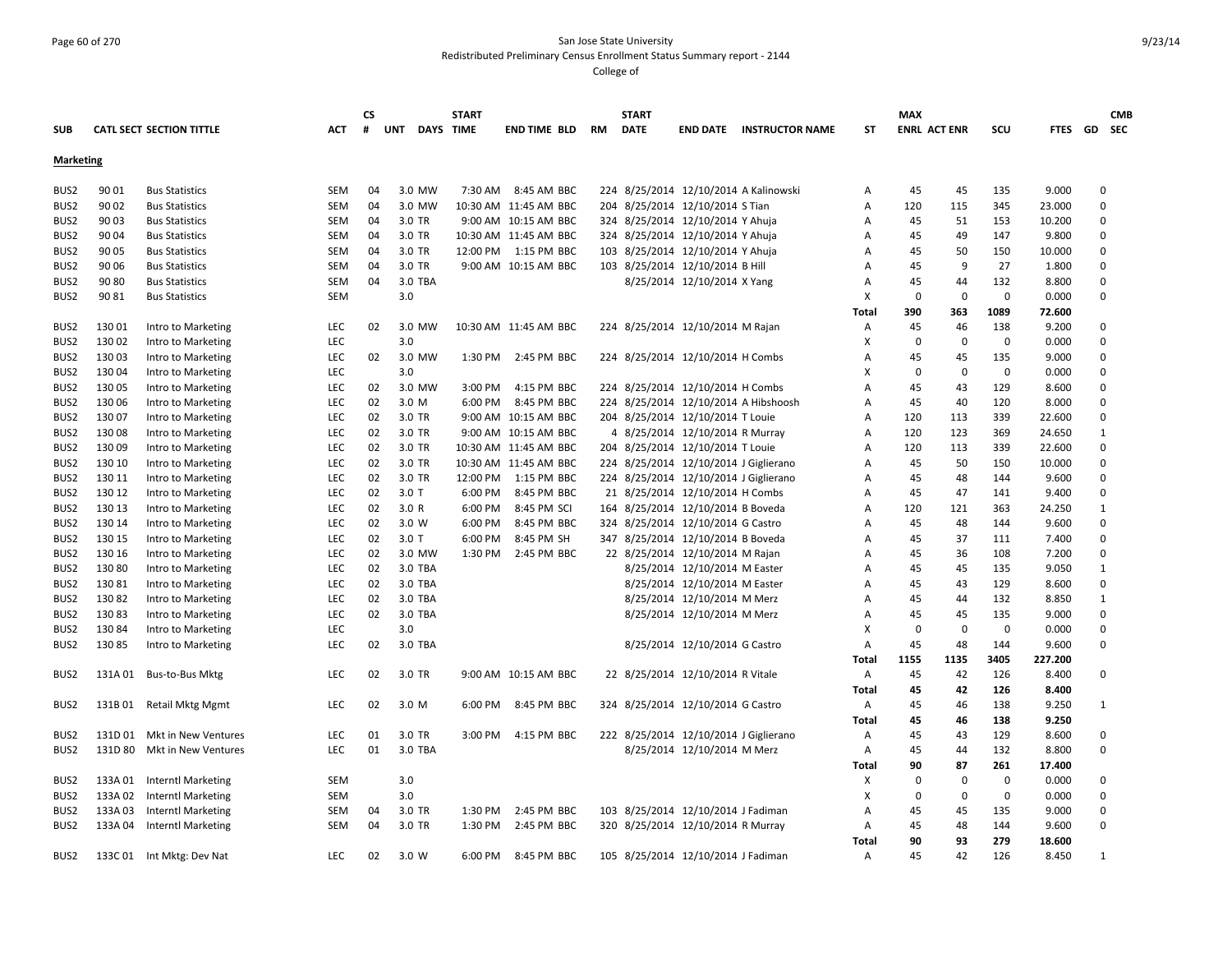San Jose State University
Redistributed Preliminary Census Enrollment Status Summary report - 2144
College of

| SUB | CATL | SECT | SECTION TITTLE | ACT | CS # | UNT | DAYS | START TIME | END TIME | BLD | RM | START DATE | END DATE | INSTRUCTOR NAME | ST | MAX ENRL | ACT ENR | SCU | FTES | GD | CMB SEC |
|---|---|---|---|---|---|---|---|---|---|---|---|---|---|---|---|---|---|---|---|---|---|
| **Marketing** | | | | | | | | | | | | | | | | | | | | | |
| BUS2 | 90 | 01 | Bus Statistics | SEM | 04 | 3.0 | MW | 7:30 AM | 8:45 AM | BBC | 224 | 8/25/2014 | 12/10/2014 | A Kalinowski | A | 45 | 45 | 135 | 9.000 | 0 | |
| BUS2 | 90 | 02 | Bus Statistics | SEM | 04 | 3.0 | MW | 10:30 AM | 11:45 AM | BBC | 204 | 8/25/2014 | 12/10/2014 | S Tian | A | 120 | 115 | 345 | 23.000 | 0 | |
| BUS2 | 90 | 03 | Bus Statistics | SEM | 04 | 3.0 | TR | 9:00 AM | 10:15 AM | BBC | 324 | 8/25/2014 | 12/10/2014 | Y Ahuja | A | 45 | 51 | 153 | 10.200 | 0 | |
| BUS2 | 90 | 04 | Bus Statistics | SEM | 04 | 3.0 | TR | 10:30 AM | 11:45 AM | BBC | 324 | 8/25/2014 | 12/10/2014 | Y Ahuja | A | 45 | 49 | 147 | 9.800 | 0 | |
| BUS2 | 90 | 05 | Bus Statistics | SEM | 04 | 3.0 | TR | 12:00 PM | 1:15 PM | BBC | 103 | 8/25/2014 | 12/10/2014 | Y Ahuja | A | 45 | 50 | 150 | 10.000 | 0 | |
| BUS2 | 90 | 06 | Bus Statistics | SEM | 04 | 3.0 | TR | 9:00 AM | 10:15 AM | BBC | 103 | 8/25/2014 | 12/10/2014 | B Hill | A | 45 | 9 | 27 | 1.800 | 0 | |
| BUS2 | 90 | 80 | Bus Statistics | SEM | 04 | 3.0 | TBA | | | | | 8/25/2014 | 12/10/2014 | X Yang | A | 45 | 44 | 132 | 8.800 | 0 | |
| BUS2 | 90 | 81 | Bus Statistics | SEM | | 3.0 | | | | | | | | | X | 0 | 0 | 0 | 0.000 | 0 | |
| | | | | | | | | | | | | | | | Total | 390 | 363 | 1089 | 72.600 | | |
| BUS2 | 130 | 01 | Intro to Marketing | LEC | 02 | 3.0 | MW | 10:30 AM | 11:45 AM | BBC | 224 | 8/25/2014 | 12/10/2014 | M Rajan | A | 45 | 46 | 138 | 9.200 | 0 | |
| BUS2 | 130 | 02 | Intro to Marketing | LEC | | 3.0 | | | | | | | | | X | 0 | 0 | 0 | 0.000 | 0 | |
| BUS2 | 130 | 03 | Intro to Marketing | LEC | 02 | 3.0 | MW | 1:30 PM | 2:45 PM | BBC | 224 | 8/25/2014 | 12/10/2014 | H Combs | A | 45 | 45 | 135 | 9.000 | 0 | |
| BUS2 | 130 | 04 | Intro to Marketing | LEC | | 3.0 | | | | | | | | | X | 0 | 0 | 0 | 0.000 | 0 | |
| BUS2 | 130 | 05 | Intro to Marketing | LEC | 02 | 3.0 | MW | 3:00 PM | 4:15 PM | BBC | 224 | 8/25/2014 | 12/10/2014 | H Combs | A | 45 | 43 | 129 | 8.600 | 0 | |
| BUS2 | 130 | 06 | Intro to Marketing | LEC | 02 | 3.0 | M | 6:00 PM | 8:45 PM | BBC | 224 | 8/25/2014 | 12/10/2014 | A Hibshoosh | A | 45 | 40 | 120 | 8.000 | 0 | |
| BUS2 | 130 | 07 | Intro to Marketing | LEC | 02 | 3.0 | TR | 9:00 AM | 10:15 AM | BBC | 204 | 8/25/2014 | 12/10/2014 | T Louie | A | 120 | 113 | 339 | 22.600 | 0 | |
| BUS2 | 130 | 08 | Intro to Marketing | LEC | 02 | 3.0 | TR | 9:00 AM | 10:15 AM | BBC | 4 | 8/25/2014 | 12/10/2014 | R Murray | A | 120 | 123 | 369 | 24.650 | 1 | |
| BUS2 | 130 | 09 | Intro to Marketing | LEC | 02 | 3.0 | TR | 10:30 AM | 11:45 AM | BBC | 204 | 8/25/2014 | 12/10/2014 | T Louie | A | 120 | 113 | 339 | 22.600 | 0 | |
| BUS2 | 130 | 10 | Intro to Marketing | LEC | 02 | 3.0 | TR | 10:30 AM | 11:45 AM | BBC | 224 | 8/25/2014 | 12/10/2014 | J Giglierano | A | 45 | 50 | 150 | 10.000 | 0 | |
| BUS2 | 130 | 11 | Intro to Marketing | LEC | 02 | 3.0 | TR | 12:00 PM | 1:15 PM | BBC | 224 | 8/25/2014 | 12/10/2014 | J Giglierano | A | 45 | 48 | 144 | 9.600 | 0 | |
| BUS2 | 130 | 12 | Intro to Marketing | LEC | 02 | 3.0 | T | 6:00 PM | 8:45 PM | BBC | 21 | 8/25/2014 | 12/10/2014 | H Combs | A | 45 | 47 | 141 | 9.400 | 0 | |
| BUS2 | 130 | 13 | Intro to Marketing | LEC | 02 | 3.0 | R | 6:00 PM | 8:45 PM | SCI | 164 | 8/25/2014 | 12/10/2014 | B Boveda | A | 120 | 121 | 363 | 24.250 | 1 | |
| BUS2 | 130 | 14 | Intro to Marketing | LEC | 02 | 3.0 | W | 6:00 PM | 8:45 PM | BBC | 324 | 8/25/2014 | 12/10/2014 | G Castro | A | 45 | 48 | 144 | 9.600 | 0 | |
| BUS2 | 130 | 15 | Intro to Marketing | LEC | 02 | 3.0 | T | 6:00 PM | 8:45 PM | SH | 347 | 8/25/2014 | 12/10/2014 | B Boveda | A | 45 | 37 | 111 | 7.400 | 0 | |
| BUS2 | 130 | 16 | Intro to Marketing | LEC | 02 | 3.0 | MW | 1:30 PM | 2:45 PM | BBC | 22 | 8/25/2014 | 12/10/2014 | M Rajan | A | 45 | 36 | 108 | 7.200 | 0 | |
| BUS2 | 130 | 80 | Intro to Marketing | LEC | 02 | 3.0 | TBA | | | | | 8/25/2014 | 12/10/2014 | M Easter | A | 45 | 45 | 135 | 9.050 | 1 | |
| BUS2 | 130 | 81 | Intro to Marketing | LEC | 02 | 3.0 | TBA | | | | | 8/25/2014 | 12/10/2014 | M Easter | A | 45 | 43 | 129 | 8.600 | 0 | |
| BUS2 | 130 | 82 | Intro to Marketing | LEC | 02 | 3.0 | TBA | | | | | 8/25/2014 | 12/10/2014 | M Merz | A | 45 | 44 | 132 | 8.850 | 1 | |
| BUS2 | 130 | 83 | Intro to Marketing | LEC | 02 | 3.0 | TBA | | | | | 8/25/2014 | 12/10/2014 | M Merz | A | 45 | 45 | 135 | 9.000 | 0 | |
| BUS2 | 130 | 84 | Intro to Marketing | LEC | | 3.0 | | | | | | | | | X | 0 | 0 | 0 | 0.000 | 0 | |
| BUS2 | 130 | 85 | Intro to Marketing | LEC | 02 | 3.0 | TBA | | | | | 8/25/2014 | 12/10/2014 | G Castro | A | 45 | 48 | 144 | 9.600 | 0 | |
| | | | | | | | | | | | | | | | Total | 1155 | 1135 | 3405 | 227.200 | | |
| BUS2 | 131A | 01 | Bus-to-Bus Mktg | LEC | 02 | 3.0 | TR | 9:00 AM | 10:15 AM | BBC | 22 | 8/25/2014 | 12/10/2014 | R Vitale | A | 45 | 42 | 126 | 8.400 | 0 | |
| | | | | | | | | | | | | | | | Total | 45 | 42 | 126 | 8.400 | | |
| BUS2 | 131B | 01 | Retail Mktg Mgmt | LEC | 02 | 3.0 | M | 6:00 PM | 8:45 PM | BBC | 324 | 8/25/2014 | 12/10/2014 | G Castro | A | 45 | 46 | 138 | 9.250 | 1 | |
| | | | | | | | | | | | | | | | Total | 45 | 46 | 138 | 9.250 | | |
| BUS2 | 131D | 01 | Mkt in New Ventures | LEC | 01 | 3.0 | TR | 3:00 PM | 4:15 PM | BBC | 222 | 8/25/2014 | 12/10/2014 | J Giglierano | A | 45 | 43 | 129 | 8.600 | 0 | |
| BUS2 | 131D | 80 | Mkt in New Ventures | LEC | 01 | 3.0 | TBA | | | | | 8/25/2014 | 12/10/2014 | M Merz | A | 45 | 44 | 132 | 8.800 | 0 | |
| | | | | | | | | | | | | | | | Total | 90 | 87 | 261 | 17.400 | | |
| BUS2 | 133A | 01 | Interntl Marketing | SEM | | 3.0 | | | | | | | | | X | 0 | 0 | 0 | 0.000 | 0 | |
| BUS2 | 133A | 02 | Interntl Marketing | SEM | | 3.0 | | | | | | | | | X | 0 | 0 | 0 | 0.000 | 0 | |
| BUS2 | 133A | 03 | Interntl Marketing | SEM | 04 | 3.0 | TR | 1:30 PM | 2:45 PM | BBC | 103 | 8/25/2014 | 12/10/2014 | J Fadiman | A | 45 | 45 | 135 | 9.000 | 0 | |
| BUS2 | 133A | 04 | Interntl Marketing | SEM | 04 | 3.0 | TR | 1:30 PM | 2:45 PM | BBC | 320 | 8/25/2014 | 12/10/2014 | R Murray | A | 45 | 48 | 144 | 9.600 | 0 | |
| | | | | | | | | | | | | | | | Total | 90 | 93 | 279 | 18.600 | | |
| BUS2 | 133C | 01 | Int Mktg: Dev Nat | LEC | 02 | 3.0 | W | 6:00 PM | 8:45 PM | BBC | 105 | 8/25/2014 | 12/10/2014 | J Fadiman | A | 45 | 42 | 126 | 8.450 | 1 | |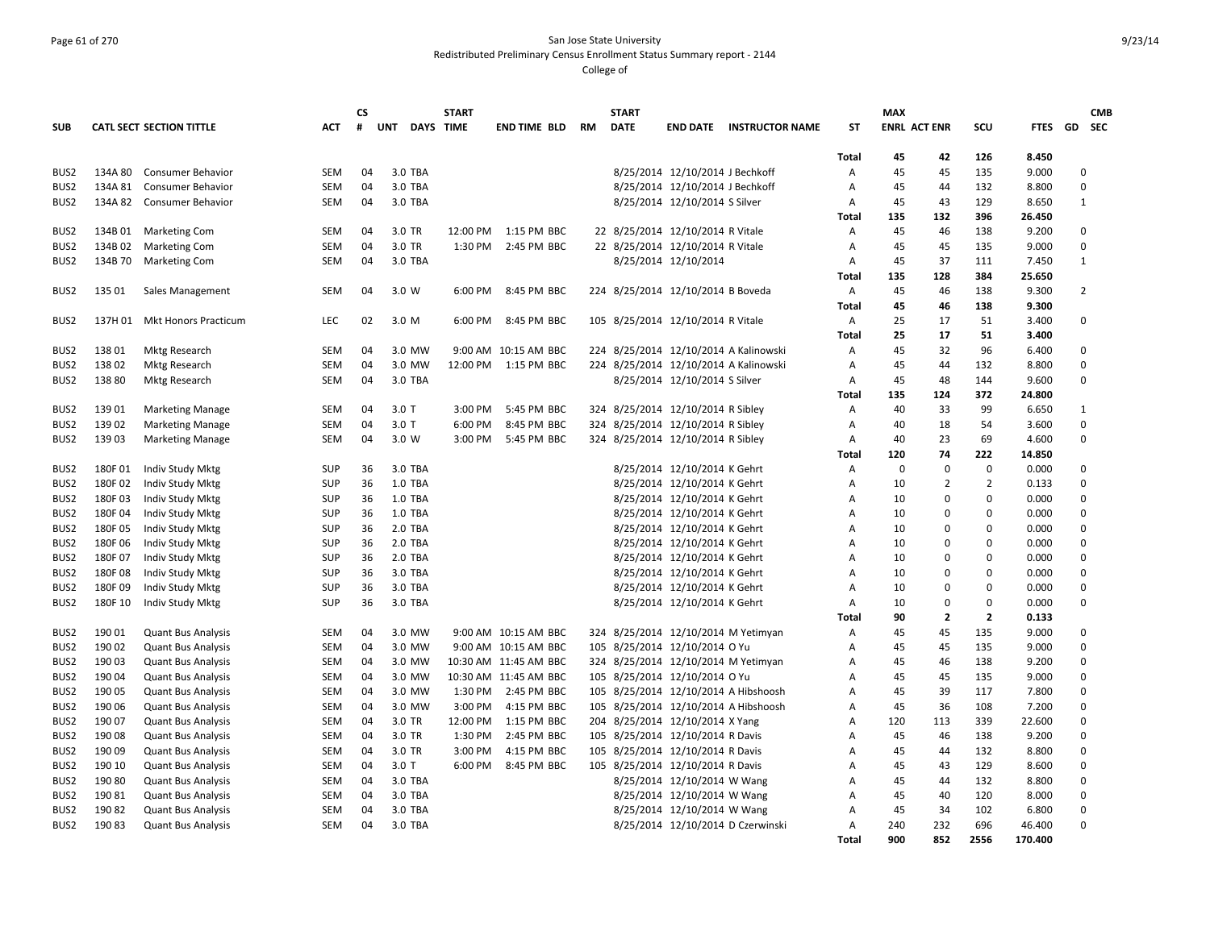San Jose State University

Redistributed Preliminary Census Enrollment Status Summary report - 2144

College of

| SUB | CATL SECT | SECTION TITTLE | ACT | CS # | UNT | DAYS | START TIME | END TIME | BLD | RM | START DATE | END DATE | INSTRUCTOR NAME | ST | MAX ENRL | ACT ENR | SCU | FTES | GD | CMB SEC |
|---|---|---|---|---|---|---|---|---|---|---|---|---|---|---|---|---|---|---|---|---|
| | | | | | | | | | | | | | | Total | 45 | 42 | 126 | 8.450 | | |
| BUS2 | 134A 80 | Consumer Behavior | SEM | 04 | 3.0 | TBA | | | | | 8/25/2014 | 12/10/2014 | J Bechkoff | A | 45 | 45 | 135 | 9.000 | 0 | |
| BUS2 | 134A 81 | Consumer Behavior | SEM | 04 | 3.0 | TBA | | | | | 8/25/2014 | 12/10/2014 | J Bechkoff | A | 45 | 44 | 132 | 8.800 | 0 | |
| BUS2 | 134A 82 | Consumer Behavior | SEM | 04 | 3.0 | TBA | | | | | 8/25/2014 | 12/10/2014 | S Silver | A | 45 | 43 | 129 | 8.650 | 1 | |
| | | | | | | | | | | | | | | Total | 135 | 132 | 396 | 26.450 | | |
| BUS2 | 134B 01 | Marketing Com | SEM | 04 | 3.0 | TR | 12:00 PM | 1:15 PM | BBC | 22 | 8/25/2014 | 12/10/2014 | R Vitale | A | 45 | 46 | 138 | 9.200 | 0 | |
| BUS2 | 134B 02 | Marketing Com | SEM | 04 | 3.0 | TR | 1:30 PM | 2:45 PM | BBC | 22 | 8/25/2014 | 12/10/2014 | R Vitale | A | 45 | 45 | 135 | 9.000 | 0 | |
| BUS2 | 134B 70 | Marketing Com | SEM | 04 | 3.0 | TBA | | | | | 8/25/2014 | 12/10/2014 | | A | 45 | 37 | 111 | 7.450 | 1 | |
| | | | | | | | | | | | | | | Total | 135 | 128 | 384 | 25.650 | | |
| BUS2 | 135 01 | Sales Management | SEM | 04 | 3.0 | W | 6:00 PM | 8:45 PM | BBC | 224 | 8/25/2014 | 12/10/2014 | B Boveda | A | 45 | 46 | 138 | 9.300 | 2 | |
| | | | | | | | | | | | | | | Total | 45 | 46 | 138 | 9.300 | | |
| BUS2 | 137H 01 | Mkt Honors Practicum | LEC | 02 | 3.0 | M | 6:00 PM | 8:45 PM | BBC | 105 | 8/25/2014 | 12/10/2014 | R Vitale | A | 25 | 17 | 51 | 3.400 | 0 | |
| | | | | | | | | | | | | | | Total | 25 | 17 | 51 | 3.400 | | |
| BUS2 | 138 01 | Mktg Research | SEM | 04 | 3.0 | MW | 9:00 AM | 10:15 AM | BBC | 224 | 8/25/2014 | 12/10/2014 | A Kalinowski | A | 45 | 32 | 96 | 6.400 | 0 | |
| BUS2 | 138 02 | Mktg Research | SEM | 04 | 3.0 | MW | 12:00 PM | 1:15 PM | BBC | 224 | 8/25/2014 | 12/10/2014 | A Kalinowski | A | 45 | 44 | 132 | 8.800 | 0 | |
| BUS2 | 138 80 | Mktg Research | SEM | 04 | 3.0 | TBA | | | | | 8/25/2014 | 12/10/2014 | S Silver | A | 45 | 48 | 144 | 9.600 | 0 | |
| | | | | | | | | | | | | | | Total | 135 | 124 | 372 | 24.800 | | |
| BUS2 | 139 01 | Marketing Manage | SEM | 04 | 3.0 | T | 3:00 PM | 5:45 PM | BBC | 324 | 8/25/2014 | 12/10/2014 | R Sibley | A | 40 | 33 | 99 | 6.650 | 1 | |
| BUS2 | 139 02 | Marketing Manage | SEM | 04 | 3.0 | T | 6:00 PM | 8:45 PM | BBC | 324 | 8/25/2014 | 12/10/2014 | R Sibley | A | 40 | 18 | 54 | 3.600 | 0 | |
| BUS2 | 139 03 | Marketing Manage | SEM | 04 | 3.0 | W | 3:00 PM | 5:45 PM | BBC | 324 | 8/25/2014 | 12/10/2014 | R Sibley | A | 40 | 23 | 69 | 4.600 | 0 | |
| | | | | | | | | | | | | | | Total | 120 | 74 | 222 | 14.850 | | |
| BUS2 | 180F 01 | Indiv Study Mktg | SUP | 36 | 3.0 | TBA | | | | | 8/25/2014 | 12/10/2014 | K Gehrt | A | 0 | 0 | 0 | 0.000 | 0 | |
| BUS2 | 180F 02 | Indiv Study Mktg | SUP | 36 | 1.0 | TBA | | | | | 8/25/2014 | 12/10/2014 | K Gehrt | A | 10 | 2 | 2 | 0.133 | 0 | |
| BUS2 | 180F 03 | Indiv Study Mktg | SUP | 36 | 1.0 | TBA | | | | | 8/25/2014 | 12/10/2014 | K Gehrt | A | 10 | 0 | 0 | 0.000 | 0 | |
| BUS2 | 180F 04 | Indiv Study Mktg | SUP | 36 | 1.0 | TBA | | | | | 8/25/2014 | 12/10/2014 | K Gehrt | A | 10 | 0 | 0 | 0.000 | 0 | |
| BUS2 | 180F 05 | Indiv Study Mktg | SUP | 36 | 2.0 | TBA | | | | | 8/25/2014 | 12/10/2014 | K Gehrt | A | 10 | 0 | 0 | 0.000 | 0 | |
| BUS2 | 180F 06 | Indiv Study Mktg | SUP | 36 | 2.0 | TBA | | | | | 8/25/2014 | 12/10/2014 | K Gehrt | A | 10 | 0 | 0 | 0.000 | 0 | |
| BUS2 | 180F 07 | Indiv Study Mktg | SUP | 36 | 2.0 | TBA | | | | | 8/25/2014 | 12/10/2014 | K Gehrt | A | 10 | 0 | 0 | 0.000 | 0 | |
| BUS2 | 180F 08 | Indiv Study Mktg | SUP | 36 | 3.0 | TBA | | | | | 8/25/2014 | 12/10/2014 | K Gehrt | A | 10 | 0 | 0 | 0.000 | 0 | |
| BUS2 | 180F 09 | Indiv Study Mktg | SUP | 36 | 3.0 | TBA | | | | | 8/25/2014 | 12/10/2014 | K Gehrt | A | 10 | 0 | 0 | 0.000 | 0 | |
| BUS2 | 180F 10 | Indiv Study Mktg | SUP | 36 | 3.0 | TBA | | | | | 8/25/2014 | 12/10/2014 | K Gehrt | A | 10 | 0 | 0 | 0.000 | 0 | |
| | | | | | | | | | | | | | | Total | 90 | 2 | 2 | 0.133 | | |
| BUS2 | 190 01 | Quant Bus Analysis | SEM | 04 | 3.0 | MW | 9:00 AM | 10:15 AM | BBC | 324 | 8/25/2014 | 12/10/2014 | M Yetimyan | A | 45 | 45 | 135 | 9.000 | 0 | |
| BUS2 | 190 02 | Quant Bus Analysis | SEM | 04 | 3.0 | MW | 9:00 AM | 10:15 AM | BBC | 105 | 8/25/2014 | 12/10/2014 | O Yu | A | 45 | 45 | 135 | 9.000 | 0 | |
| BUS2 | 190 03 | Quant Bus Analysis | SEM | 04 | 3.0 | MW | 10:30 AM | 11:45 AM | BBC | 324 | 8/25/2014 | 12/10/2014 | M Yetimyan | A | 45 | 46 | 138 | 9.200 | 0 | |
| BUS2 | 190 04 | Quant Bus Analysis | SEM | 04 | 3.0 | MW | 10:30 AM | 11:45 AM | BBC | 105 | 8/25/2014 | 12/10/2014 | O Yu | A | 45 | 45 | 135 | 9.000 | 0 | |
| BUS2 | 190 05 | Quant Bus Analysis | SEM | 04 | 3.0 | MW | 1:30 PM | 2:45 PM | BBC | 105 | 8/25/2014 | 12/10/2014 | A Hibshoosh | A | 45 | 39 | 117 | 7.800 | 0 | |
| BUS2 | 190 06 | Quant Bus Analysis | SEM | 04 | 3.0 | MW | 3:00 PM | 4:15 PM | BBC | 105 | 8/25/2014 | 12/10/2014 | A Hibshoosh | A | 45 | 36 | 108 | 7.200 | 0 | |
| BUS2 | 190 07 | Quant Bus Analysis | SEM | 04 | 3.0 | TR | 12:00 PM | 1:15 PM | BBC | 204 | 8/25/2014 | 12/10/2014 | X Yang | A | 120 | 113 | 339 | 22.600 | 0 | |
| BUS2 | 190 08 | Quant Bus Analysis | SEM | 04 | 3.0 | TR | 1:30 PM | 2:45 PM | BBC | 105 | 8/25/2014 | 12/10/2014 | R Davis | A | 45 | 46 | 138 | 9.200 | 0 | |
| BUS2 | 190 09 | Quant Bus Analysis | SEM | 04 | 3.0 | TR | 3:00 PM | 4:15 PM | BBC | 105 | 8/25/2014 | 12/10/2014 | R Davis | A | 45 | 44 | 132 | 8.800 | 0 | |
| BUS2 | 190 10 | Quant Bus Analysis | SEM | 04 | 3.0 | T | 6:00 PM | 8:45 PM | BBC | 105 | 8/25/2014 | 12/10/2014 | R Davis | A | 45 | 43 | 129 | 8.600 | 0 | |
| BUS2 | 190 80 | Quant Bus Analysis | SEM | 04 | 3.0 | TBA | | | | | 8/25/2014 | 12/10/2014 | W Wang | A | 45 | 44 | 132 | 8.800 | 0 | |
| BUS2 | 190 81 | Quant Bus Analysis | SEM | 04 | 3.0 | TBA | | | | | 8/25/2014 | 12/10/2014 | W Wang | A | 45 | 40 | 120 | 8.000 | 0 | |
| BUS2 | 190 82 | Quant Bus Analysis | SEM | 04 | 3.0 | TBA | | | | | 8/25/2014 | 12/10/2014 | W Wang | A | 45 | 34 | 102 | 6.800 | 0 | |
| BUS2 | 190 83 | Quant Bus Analysis | SEM | 04 | 3.0 | TBA | | | | | 8/25/2014 | 12/10/2014 | D Czerwinski | A | 240 | 232 | 696 | 46.400 | 0 | |
| | | | | | | | | | | | | | | Total | 900 | 852 | 2556 | 170.400 | | |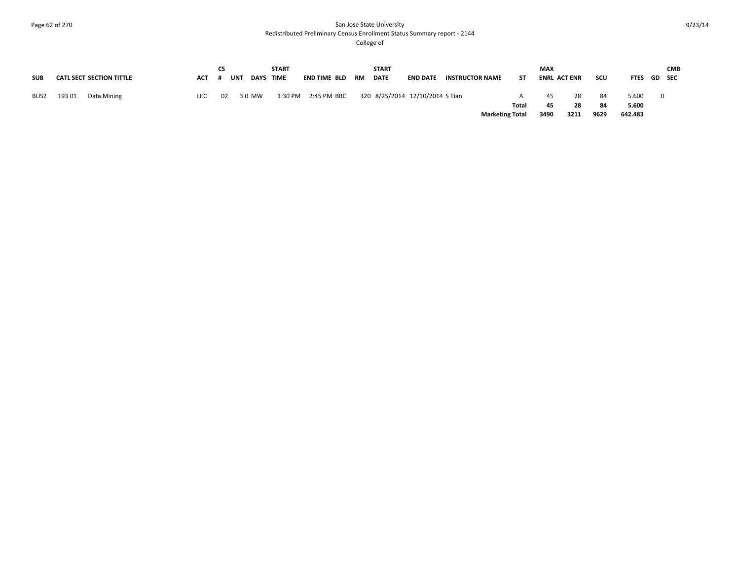| SUB | CATL | SECT | SECTION TITTLE | ACT | CS # | UNT | DAYS | START TIME | END TIME | BLD | RM | START DATE | END DATE | INSTRUCTOR NAME | ST | MAX ENRL | ACT ENR | SCU | FTES | GD | CMB SEC |
|---|---|---|---|---|---|---|---|---|---|---|---|---|---|---|---|---|---|---|---|---|---|
| BUS2 | 193 | 01 | Data Mining | LEC | 02 | 3.0 | MW | 1:30 PM | 2:45 PM | BBC | 320 | 8/25/2014 | 12/10/2014 | S Tian | A | 45 | 28 | 84 | 5.600 | 0 | |
| | | | | | | | | | | | | | | | **Total** | **45** | **28** | **84** | **5.600** | | |
| | | | | | | | | | | | | | | | **Marketing Total** | **3490** | **3211** | **9629** | **642.483** | | |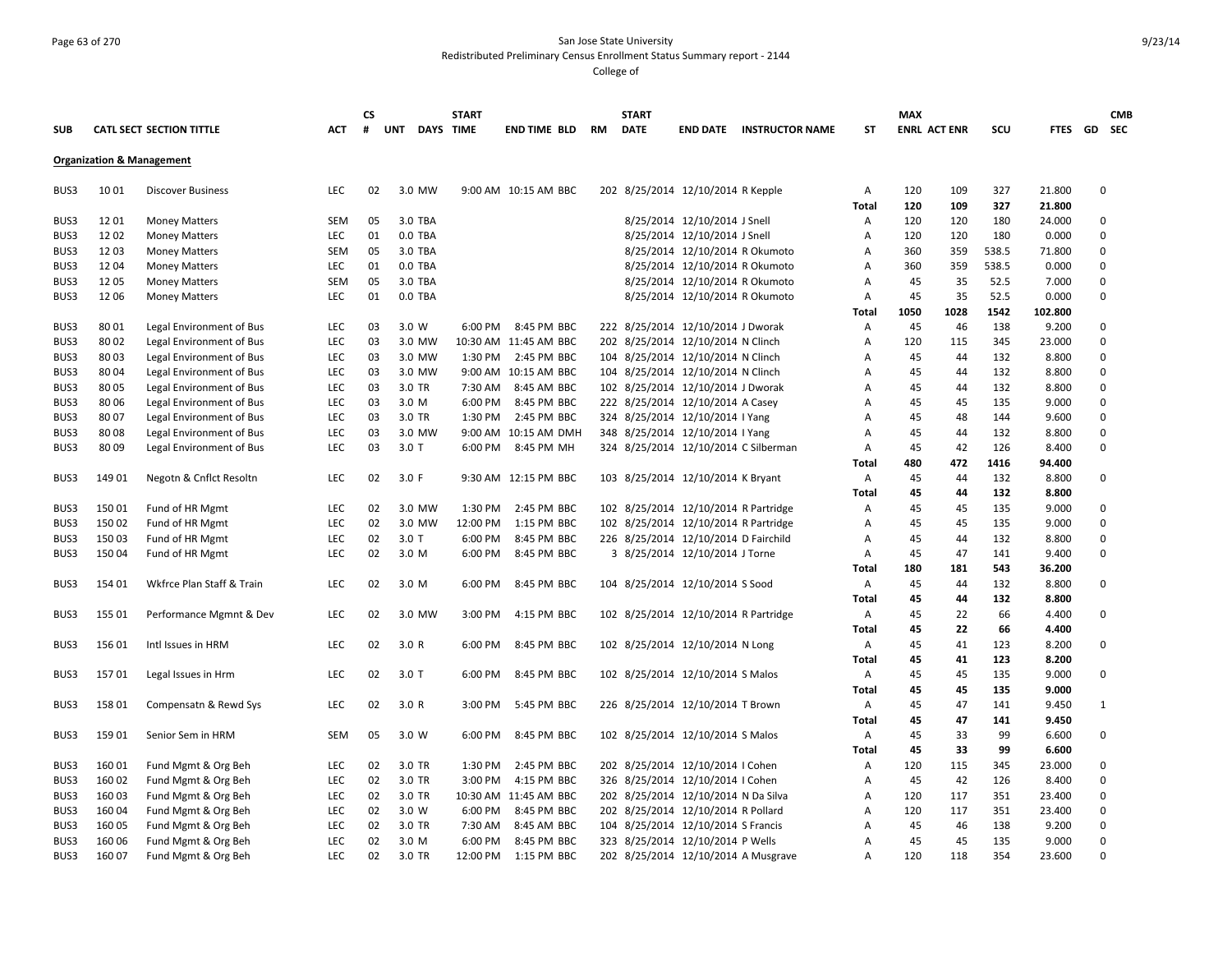San Jose State University
Redistributed Preliminary Census Enrollment Status Summary report - 2144
College of

| SUB | CATL SECT | SECTION TITTLE | ACT | CS # | UNT | DAYS | START TIME | END TIME | BLD | RM | START DATE | END DATE | INSTRUCTOR NAME | ST | MAX ENRL | ACT ENR | SCU | FTES | GD | CMB SEC |
|---|---|---|---|---|---|---|---|---|---|---|---|---|---|---|---|---|---|---|---|---|
| **Organization & Management** | | | | | | | | | | | | | | | | | | | | |
| BUS3 | 10 01 | Discover Business | LEC | 02 | 3.0 | MW | 9:00 AM | 10:15 AM | BBC | 202 | 8/25/2014 | 12/10/2014 | R Kepple | A | 120 | 109 | 327 | 21.800 | 0 | |
| | | | | | | | | | | | | | | **Total** | **120** | **109** | **327** | **21.800** | | |
| BUS3 | 12 01 | Money Matters | SEM | 05 | 3.0 | TBA | | | | | 8/25/2014 | 12/10/2014 | J Snell | A | 120 | 120 | 180 | 24.000 | 0 | |
| BUS3 | 12 02 | Money Matters | LEC | 01 | 0.0 | TBA | | | | | 8/25/2014 | 12/10/2014 | J Snell | A | 120 | 120 | 180 | 0.000 | 0 | |
| BUS3 | 12 03 | Money Matters | SEM | 05 | 3.0 | TBA | | | | | 8/25/2014 | 12/10/2014 | R Okumoto | A | 360 | 359 | 538.5 | 71.800 | 0 | |
| BUS3 | 12 04 | Money Matters | LEC | 01 | 0.0 | TBA | | | | | 8/25/2014 | 12/10/2014 | R Okumoto | A | 360 | 359 | 538.5 | 0.000 | 0 | |
| BUS3 | 12 05 | Money Matters | SEM | 05 | 3.0 | TBA | | | | | 8/25/2014 | 12/10/2014 | R Okumoto | A | 45 | 35 | 52.5 | 7.000 | 0 | |
| BUS3 | 12 06 | Money Matters | LEC | 01 | 0.0 | TBA | | | | | 8/25/2014 | 12/10/2014 | R Okumoto | A | 45 | 35 | 52.5 | 0.000 | 0 | |
| | | | | | | | | | | | | | | **Total** | **1050** | **1028** | **1542** | **102.800** | | |
| BUS3 | 80 01 | Legal Environment of Bus | LEC | 03 | 3.0 | W | 6:00 PM | 8:45 PM | BBC | 222 | 8/25/2014 | 12/10/2014 | J Dworak | A | 45 | 46 | 138 | 9.200 | 0 | |
| BUS3 | 80 02 | Legal Environment of Bus | LEC | 03 | 3.0 | MW | 10:30 AM | 11:45 AM | BBC | 202 | 8/25/2014 | 12/10/2014 | N Clinch | A | 120 | 115 | 345 | 23.000 | 0 | |
| BUS3 | 80 03 | Legal Environment of Bus | LEC | 03 | 3.0 | MW | 1:30 PM | 2:45 PM | BBC | 104 | 8/25/2014 | 12/10/2014 | N Clinch | A | 45 | 44 | 132 | 8.800 | 0 | |
| BUS3 | 80 04 | Legal Environment of Bus | LEC | 03 | 3.0 | MW | 9:00 AM | 10:15 AM | BBC | 104 | 8/25/2014 | 12/10/2014 | N Clinch | A | 45 | 44 | 132 | 8.800 | 0 | |
| BUS3 | 80 05 | Legal Environment of Bus | LEC | 03 | 3.0 | TR | 7:30 AM | 8:45 AM | BBC | 102 | 8/25/2014 | 12/10/2014 | J Dworak | A | 45 | 44 | 132 | 8.800 | 0 | |
| BUS3 | 80 06 | Legal Environment of Bus | LEC | 03 | 3.0 | M | 6:00 PM | 8:45 PM | BBC | 222 | 8/25/2014 | 12/10/2014 | A Casey | A | 45 | 45 | 135 | 9.000 | 0 | |
| BUS3 | 80 07 | Legal Environment of Bus | LEC | 03 | 3.0 | TR | 1:30 PM | 2:45 PM | BBC | 324 | 8/25/2014 | 12/10/2014 | I Yang | A | 45 | 48 | 144 | 9.600 | 0 | |
| BUS3 | 80 08 | Legal Environment of Bus | LEC | 03 | 3.0 | MW | 9:00 AM | 10:15 AM | DMH | 348 | 8/25/2014 | 12/10/2014 | I Yang | A | 45 | 44 | 132 | 8.800 | 0 | |
| BUS3 | 80 09 | Legal Environment of Bus | LEC | 03 | 3.0 | T | 6:00 PM | 8:45 PM | MH | 324 | 8/25/2014 | 12/10/2014 | C Silberman | A | 45 | 42 | 126 | 8.400 | 0 | |
| | | | | | | | | | | | | | | **Total** | **480** | **472** | **1416** | **94.400** | | |
| BUS3 | 149 01 | Negotn & Cnflct Resoltn | LEC | 02 | 3.0 | F | 9:30 AM | 12:15 PM | BBC | 103 | 8/25/2014 | 12/10/2014 | K Bryant | A | 45 | 44 | 132 | 8.800 | 0 | |
| | | | | | | | | | | | | | | **Total** | **45** | **44** | **132** | **8.800** | | |
| BUS3 | 150 01 | Fund of HR Mgmt | LEC | 02 | 3.0 | MW | 1:30 PM | 2:45 PM | BBC | 102 | 8/25/2014 | 12/10/2014 | R Partridge | A | 45 | 45 | 135 | 9.000 | 0 | |
| BUS3 | 150 02 | Fund of HR Mgmt | LEC | 02 | 3.0 | MW | 12:00 PM | 1:15 PM | BBC | 102 | 8/25/2014 | 12/10/2014 | R Partridge | A | 45 | 45 | 135 | 9.000 | 0 | |
| BUS3 | 150 03 | Fund of HR Mgmt | LEC | 02 | 3.0 | T | 6:00 PM | 8:45 PM | BBC | 226 | 8/25/2014 | 12/10/2014 | D Fairchild | A | 45 | 44 | 132 | 8.800 | 0 | |
| BUS3 | 150 04 | Fund of HR Mgmt | LEC | 02 | 3.0 | M | 6:00 PM | 8:45 PM | BBC | 3 | 8/25/2014 | 12/10/2014 | J Torne | A | 45 | 47 | 141 | 9.400 | 0 | |
| | | | | | | | | | | | | | | **Total** | **180** | **181** | **543** | **36.200** | | |
| BUS3 | 154 01 | Wkfrce Plan Staff & Train | LEC | 02 | 3.0 | M | 6:00 PM | 8:45 PM | BBC | 104 | 8/25/2014 | 12/10/2014 | S Sood | A | 45 | 44 | 132 | 8.800 | 0 | |
| | | | | | | | | | | | | | | **Total** | **45** | **44** | **132** | **8.800** | | |
| BUS3 | 155 01 | Performance Mgmnt & Dev | LEC | 02 | 3.0 | MW | 3:00 PM | 4:15 PM | BBC | 102 | 8/25/2014 | 12/10/2014 | R Partridge | A | 45 | 22 | 66 | 4.400 | 0 | |
| | | | | | | | | | | | | | | **Total** | **45** | **22** | **66** | **4.400** | | |
| BUS3 | 156 01 | Intl Issues in HRM | LEC | 02 | 3.0 | R | 6:00 PM | 8:45 PM | BBC | 102 | 8/25/2014 | 12/10/2014 | N Long | A | 45 | 41 | 123 | 8.200 | 0 | |
| | | | | | | | | | | | | | | **Total** | **45** | **41** | **123** | **8.200** | | |
| BUS3 | 157 01 | Legal Issues in Hrm | LEC | 02 | 3.0 | T | 6:00 PM | 8:45 PM | BBC | 102 | 8/25/2014 | 12/10/2014 | S Malos | A | 45 | 45 | 135 | 9.000 | 0 | |
| | | | | | | | | | | | | | | **Total** | **45** | **45** | **135** | **9.000** | | |
| BUS3 | 158 01 | Compensatn & Rewd Sys | LEC | 02 | 3.0 | R | 3:00 PM | 5:45 PM | BBC | 226 | 8/25/2014 | 12/10/2014 | T Brown | A | 45 | 47 | 141 | 9.450 | 1 | |
| | | | | | | | | | | | | | | **Total** | **45** | **47** | **141** | **9.450** | | |
| BUS3 | 159 01 | Senior Sem in HRM | SEM | 05 | 3.0 | W | 6:00 PM | 8:45 PM | BBC | 102 | 8/25/2014 | 12/10/2014 | S Malos | A | 45 | 33 | 99 | 6.600 | 0 | |
| | | | | | | | | | | | | | | **Total** | **45** | **33** | **99** | **6.600** | | |
| BUS3 | 160 01 | Fund Mgmt & Org Beh | LEC | 02 | 3.0 | TR | 1:30 PM | 2:45 PM | BBC | 202 | 8/25/2014 | 12/10/2014 | I Cohen | A | 120 | 115 | 345 | 23.000 | 0 | |
| BUS3 | 160 02 | Fund Mgmt & Org Beh | LEC | 02 | 3.0 | TR | 3:00 PM | 4:15 PM | BBC | 326 | 8/25/2014 | 12/10/2014 | I Cohen | A | 45 | 42 | 126 | 8.400 | 0 | |
| BUS3 | 160 03 | Fund Mgmt & Org Beh | LEC | 02 | 3.0 | TR | 10:30 AM | 11:45 AM | BBC | 202 | 8/25/2014 | 12/10/2014 | N Da Silva | A | 120 | 117 | 351 | 23.400 | 0 | |
| BUS3 | 160 04 | Fund Mgmt & Org Beh | LEC | 02 | 3.0 | W | 6:00 PM | 8:45 PM | BBC | 202 | 8/25/2014 | 12/10/2014 | R Pollard | A | 120 | 117 | 351 | 23.400 | 0 | |
| BUS3 | 160 05 | Fund Mgmt & Org Beh | LEC | 02 | 3.0 | TR | 7:30 AM | 8:45 AM | BBC | 104 | 8/25/2014 | 12/10/2014 | S Francis | A | 45 | 46 | 138 | 9.200 | 0 | |
| BUS3 | 160 06 | Fund Mgmt & Org Beh | LEC | 02 | 3.0 | M | 6:00 PM | 8:45 PM | BBC | 323 | 8/25/2014 | 12/10/2014 | P Wells | A | 45 | 45 | 135 | 9.000 | 0 | |
| BUS3 | 160 07 | Fund Mgmt & Org Beh | LEC | 02 | 3.0 | TR | 12:00 PM | 1:15 PM | BBC | 202 | 8/25/2014 | 12/10/2014 | A Musgrave | A | 120 | 118 | 354 | 23.600 | 0 | |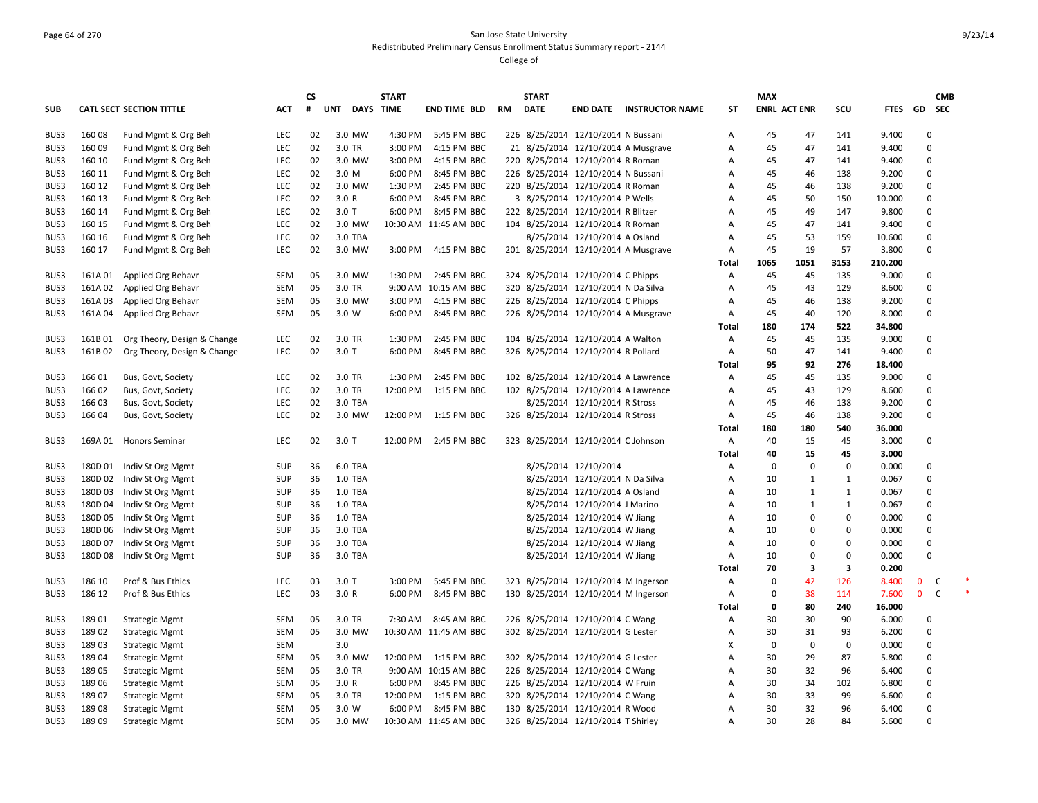San Jose State University
Redistributed Preliminary Census Enrollment Status Summary report - 2144
College of

| SUB | CATL SECT | SECTION TITTLE | ACT | CS # | UNT | DAYS | START TIME | END TIME | BLD | RM | START DATE | END DATE | INSTRUCTOR NAME | ST | MAX ENRL | ACT ENR | SCU | FTES | GD | CMB SEC | |
|---|---|---|---|---|---|---|---|---|---|---|---|---|---|---|---|---|---|---|---|---|---|
| BUS3 | 160 08 | Fund Mgmt & Org Beh | LEC | 02 | 3.0 | MW | 4:30 PM | 5:45 PM | BBC | 226 | 8/25/2014 | 12/10/2014 | N Bussani | A | 45 | 47 | 141 | 9.400 | 0 | | |
| BUS3 | 160 09 | Fund Mgmt & Org Beh | LEC | 02 | 3.0 | TR | 3:00 PM | 4:15 PM | BBC | 21 | 8/25/2014 | 12/10/2014 | A Musgrave | A | 45 | 47 | 141 | 9.400 | 0 | | |
| BUS3 | 160 10 | Fund Mgmt & Org Beh | LEC | 02 | 3.0 | MW | 3:00 PM | 4:15 PM | BBC | 220 | 8/25/2014 | 12/10/2014 | R Roman | A | 45 | 47 | 141 | 9.400 | 0 | | |
| BUS3 | 160 11 | Fund Mgmt & Org Beh | LEC | 02 | 3.0 | M | 6:00 PM | 8:45 PM | BBC | 226 | 8/25/2014 | 12/10/2014 | N Bussani | A | 45 | 46 | 138 | 9.200 | 0 | | |
| BUS3 | 160 12 | Fund Mgmt & Org Beh | LEC | 02 | 3.0 | MW | 1:30 PM | 2:45 PM | BBC | 220 | 8/25/2014 | 12/10/2014 | R Roman | A | 45 | 46 | 138 | 9.200 | 0 | | |
| BUS3 | 160 13 | Fund Mgmt & Org Beh | LEC | 02 | 3.0 | R | 6:00 PM | 8:45 PM | BBC | 3 | 8/25/2014 | 12/10/2014 | P Wells | A | 45 | 50 | 150 | 10.000 | 0 | | |
| BUS3 | 160 14 | Fund Mgmt & Org Beh | LEC | 02 | 3.0 | T | 6:00 PM | 8:45 PM | BBC | 222 | 8/25/2014 | 12/10/2014 | R Blitzer | A | 45 | 49 | 147 | 9.800 | 0 | | |
| BUS3 | 160 15 | Fund Mgmt & Org Beh | LEC | 02 | 3.0 | MW | 10:30 AM | 11:45 AM | BBC | 104 | 8/25/2014 | 12/10/2014 | R Roman | A | 45 | 47 | 141 | 9.400 | 0 | | |
| BUS3 | 160 16 | Fund Mgmt & Org Beh | LEC | 02 | 3.0 | TBA | | | | | 8/25/2014 | 12/10/2014 | A Osland | A | 45 | 53 | 159 | 10.600 | 0 | | |
| BUS3 | 160 17 | Fund Mgmt & Org Beh | LEC | 02 | 3.0 | MW | 3:00 PM | 4:15 PM | BBC | 201 | 8/25/2014 | 12/10/2014 | A Musgrave | A | 45 | 19 | 57 | 3.800 | 0 | | |
| | | | | | | | | | | | | | | **Total** | **1065** | **1051** | **3153** | **210.200** | | | |
| BUS3 | 161A 01 | Applied Org Behavr | SEM | 05 | 3.0 | MW | 1:30 PM | 2:45 PM | BBC | 324 | 8/25/2014 | 12/10/2014 | C Phipps | A | 45 | 45 | 135 | 9.000 | 0 | | |
| BUS3 | 161A 02 | Applied Org Behavr | SEM | 05 | 3.0 | TR | 9:00 AM | 10:15 AM | BBC | 320 | 8/25/2014 | 12/10/2014 | N Da Silva | A | 45 | 43 | 129 | 8.600 | 0 | | |
| BUS3 | 161A 03 | Applied Org Behavr | SEM | 05 | 3.0 | MW | 3:00 PM | 4:15 PM | BBC | 226 | 8/25/2014 | 12/10/2014 | C Phipps | A | 45 | 46 | 138 | 9.200 | 0 | | |
| BUS3 | 161A 04 | Applied Org Behavr | SEM | 05 | 3.0 | W | 6:00 PM | 8:45 PM | BBC | 226 | 8/25/2014 | 12/10/2014 | A Musgrave | A | 45 | 40 | 120 | 8.000 | 0 | | |
| | | | | | | | | | | | | | | **Total** | **180** | **174** | **522** | **34.800** | | | |
| BUS3 | 161B 01 | Org Theory, Design & Change | LEC | 02 | 3.0 | TR | 1:30 PM | 2:45 PM | BBC | 104 | 8/25/2014 | 12/10/2014 | A Walton | A | 45 | 45 | 135 | 9.000 | 0 | | |
| BUS3 | 161B 02 | Org Theory, Design & Change | LEC | 02 | 3.0 | T | 6:00 PM | 8:45 PM | BBC | 326 | 8/25/2014 | 12/10/2014 | R Pollard | A | 50 | 47 | 141 | 9.400 | 0 | | |
| | | | | | | | | | | | | | | **Total** | **95** | **92** | **276** | **18.400** | | | |
| BUS3 | 166 01 | Bus, Govt, Society | LEC | 02 | 3.0 | TR | 1:30 PM | 2:45 PM | BBC | 102 | 8/25/2014 | 12/10/2014 | A Lawrence | A | 45 | 45 | 135 | 9.000 | 0 | | |
| BUS3 | 166 02 | Bus, Govt, Society | LEC | 02 | 3.0 | TR | 12:00 PM | 1:15 PM | BBC | 102 | 8/25/2014 | 12/10/2014 | A Lawrence | A | 45 | 43 | 129 | 8.600 | 0 | | |
| BUS3 | 166 03 | Bus, Govt, Society | LEC | 02 | 3.0 | TBA | | | | | 8/25/2014 | 12/10/2014 | R Stross | A | 45 | 46 | 138 | 9.200 | 0 | | |
| BUS3 | 166 04 | Bus, Govt, Society | LEC | 02 | 3.0 | MW | 12:00 PM | 1:15 PM | BBC | 326 | 8/25/2014 | 12/10/2014 | R Stross | A | 45 | 46 | 138 | 9.200 | 0 | | |
| | | | | | | | | | | | | | | **Total** | **180** | **180** | **540** | **36.000** | | | |
| BUS3 | 169A 01 | Honors Seminar | LEC | 02 | 3.0 | T | 12:00 PM | 2:45 PM | BBC | 323 | 8/25/2014 | 12/10/2014 | C Johnson | A | 40 | 15 | 45 | 3.000 | 0 | | |
| | | | | | | | | | | | | | | **Total** | **40** | **15** | **45** | **3.000** | | | |
| BUS3 | 180D 01 | Indiv St Org Mgmt | SUP | 36 | 6.0 | TBA | | | | | 8/25/2014 | 12/10/2014 | | A | 0 | 0 | 0 | 0.000 | 0 | | |
| BUS3 | 180D 02 | Indiv St Org Mgmt | SUP | 36 | 1.0 | TBA | | | | | 8/25/2014 | 12/10/2014 | N Da Silva | A | 10 | 1 | 1 | 0.067 | 0 | | |
| BUS3 | 180D 03 | Indiv St Org Mgmt | SUP | 36 | 1.0 | TBA | | | | | 8/25/2014 | 12/10/2014 | A Osland | A | 10 | 1 | 1 | 0.067 | 0 | | |
| BUS3 | 180D 04 | Indiv St Org Mgmt | SUP | 36 | 1.0 | TBA | | | | | 8/25/2014 | 12/10/2014 | J Marino | A | 10 | 1 | 1 | 0.067 | 0 | | |
| BUS3 | 180D 05 | Indiv St Org Mgmt | SUP | 36 | 1.0 | TBA | | | | | 8/25/2014 | 12/10/2014 | W Jiang | A | 10 | 0 | 0 | 0.000 | 0 | | |
| BUS3 | 180D 06 | Indiv St Org Mgmt | SUP | 36 | 3.0 | TBA | | | | | 8/25/2014 | 12/10/2014 | W Jiang | A | 10 | 0 | 0 | 0.000 | 0 | | |
| BUS3 | 180D 07 | Indiv St Org Mgmt | SUP | 36 | 3.0 | TBA | | | | | 8/25/2014 | 12/10/2014 | W Jiang | A | 10 | 0 | 0 | 0.000 | 0 | | |
| BUS3 | 180D 08 | Indiv St Org Mgmt | SUP | 36 | 3.0 | TBA | | | | | 8/25/2014 | 12/10/2014 | W Jiang | A | 10 | 0 | 0 | 0.000 | 0 | | |
| | | | | | | | | | | | | | | **Total** | **70** | **3** | **3** | **0.200** | | | |
| BUS3 | 186 10 | Prof & Bus Ethics | LEC | 03 | 3.0 | T | 3:00 PM | 5:45 PM | BBC | 323 | 8/25/2014 | 12/10/2014 | M Ingerson | A | 0 | 42 | 126 | 8.400 | 0 | C | * |
| BUS3 | 186 12 | Prof & Bus Ethics | LEC | 03 | 3.0 | R | 6:00 PM | 8:45 PM | BBC | 130 | 8/25/2014 | 12/10/2014 | M Ingerson | A | 0 | 38 | 114 | 7.600 | 0 | C | * |
| | | | | | | | | | | | | | | **Total** | **0** | **80** | **240** | **16.000** | | | |
| BUS3 | 189 01 | Strategic Mgmt | SEM | 05 | 3.0 | TR | 7:30 AM | 8:45 AM | BBC | 226 | 8/25/2014 | 12/10/2014 | C Wang | A | 30 | 30 | 90 | 6.000 | 0 | | |
| BUS3 | 189 02 | Strategic Mgmt | SEM | 05 | 3.0 | MW | 10:30 AM | 11:45 AM | BBC | 302 | 8/25/2014 | 12/10/2014 | G Lester | A | 30 | 31 | 93 | 6.200 | 0 | | |
| BUS3 | 189 03 | Strategic Mgmt | SEM | | 3.0 | | | | | | | | | X | 0 | 0 | 0 | 0.000 | 0 | | |
| BUS3 | 189 04 | Strategic Mgmt | SEM | 05 | 3.0 | MW | 12:00 PM | 1:15 PM | BBC | 302 | 8/25/2014 | 12/10/2014 | G Lester | A | 30 | 29 | 87 | 5.800 | 0 | | |
| BUS3 | 189 05 | Strategic Mgmt | SEM | 05 | 3.0 | TR | 9:00 AM | 10:15 AM | BBC | 226 | 8/25/2014 | 12/10/2014 | C Wang | A | 30 | 32 | 96 | 6.400 | 0 | | |
| BUS3 | 189 06 | Strategic Mgmt | SEM | 05 | 3.0 | R | 6:00 PM | 8:45 PM | BBC | 226 | 8/25/2014 | 12/10/2014 | W Fruin | A | 30 | 34 | 102 | 6.800 | 0 | | |
| BUS3 | 189 07 | Strategic Mgmt | SEM | 05 | 3.0 | TR | 12:00 PM | 1:15 PM | BBC | 320 | 8/25/2014 | 12/10/2014 | C Wang | A | 30 | 33 | 99 | 6.600 | 0 | | |
| BUS3 | 189 08 | Strategic Mgmt | SEM | 05 | 3.0 | W | 6:00 PM | 8:45 PM | BBC | 130 | 8/25/2014 | 12/10/2014 | R Wood | A | 30 | 32 | 96 | 6.400 | 0 | | |
| BUS3 | 189 09 | Strategic Mgmt | SEM | 05 | 3.0 | MW | 10:30 AM | 11:45 AM | BBC | 326 | 8/25/2014 | 12/10/2014 | T Shirley | A | 30 | 28 | 84 | 5.600 | 0 | | |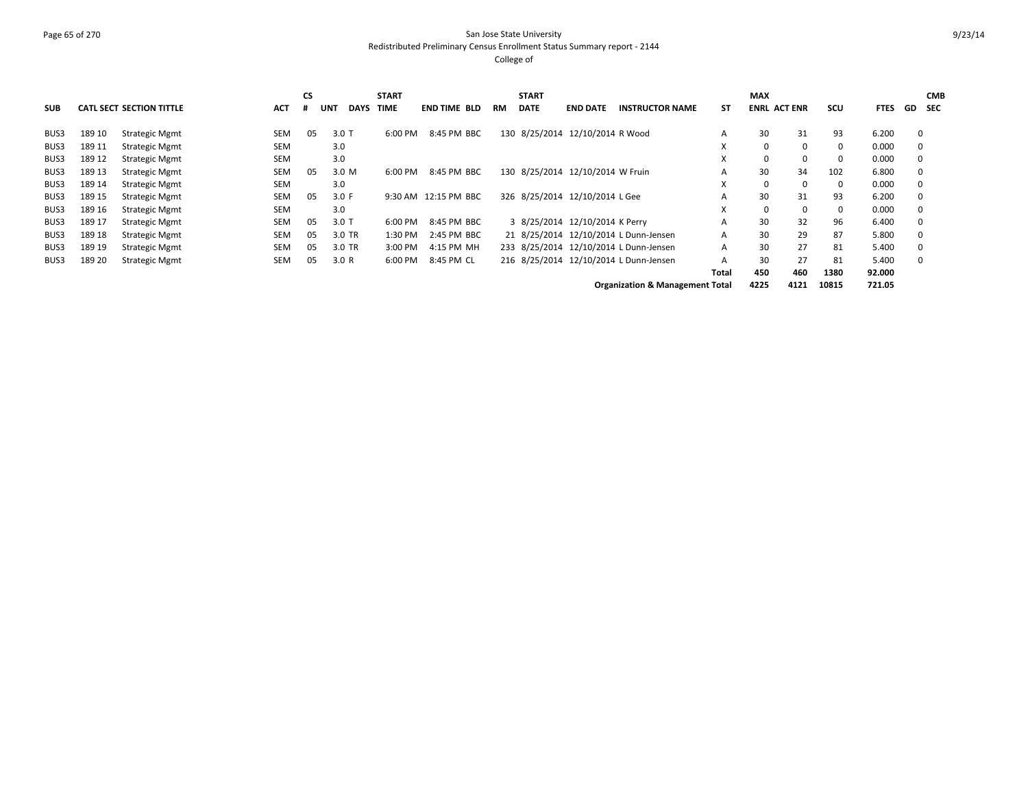San Jose State University

Redistributed Preliminary Census Enrollment Status Summary report - 2144

College of

| SUB | CATL | SECT | SECTION TITTLE | ACT | CS # | UNT | DAYS | START TIME | END TIME | BLD | RM | START DATE | END DATE | INSTRUCTOR NAME | ST | MAX ENRL | ACT ENR | SCU | FTES | GD | CMB SEC |
|---|---|---|---|---|---|---|---|---|---|---|---|---|---|---|---|---|---|---|---|---|---|
| BUS3 | 189 | 10 | Strategic Mgmt | SEM | 05 | 3.0 | T | 6:00 PM | 8:45 PM | BBC | 130 | 8/25/2014 | 12/10/2014 | R Wood | A | 30 | 31 | 93 | 6.200 | 0 | |
| BUS3 | 189 | 11 | Strategic Mgmt | SEM | | 3.0 | | | | | | | | | X | 0 | 0 | 0 | 0.000 | 0 | |
| BUS3 | 189 | 12 | Strategic Mgmt | SEM | | 3.0 | | | | | | | | | X | 0 | 0 | 0 | 0.000 | 0 | |
| BUS3 | 189 | 13 | Strategic Mgmt | SEM | 05 | 3.0 | M | 6:00 PM | 8:45 PM | BBC | 130 | 8/25/2014 | 12/10/2014 | W Fruin | A | 30 | 34 | 102 | 6.800 | 0 | |
| BUS3 | 189 | 14 | Strategic Mgmt | SEM | | 3.0 | | | | | | | | | X | 0 | 0 | 0 | 0.000 | 0 | |
| BUS3 | 189 | 15 | Strategic Mgmt | SEM | 05 | 3.0 | F | 9:30 AM | 12:15 PM | BBC | 326 | 8/25/2014 | 12/10/2014 | L Gee | A | 30 | 31 | 93 | 6.200 | 0 | |
| BUS3 | 189 | 16 | Strategic Mgmt | SEM | | 3.0 | | | | | | | | | X | 0 | 0 | 0 | 0.000 | 0 | |
| BUS3 | 189 | 17 | Strategic Mgmt | SEM | 05 | 3.0 | T | 6:00 PM | 8:45 PM | BBC | 3 | 8/25/2014 | 12/10/2014 | K Perry | A | 30 | 32 | 96 | 6.400 | 0 | |
| BUS3 | 189 | 18 | Strategic Mgmt | SEM | 05 | 3.0 | TR | 1:30 PM | 2:45 PM | BBC | 21 | 8/25/2014 | 12/10/2014 | L Dunn-Jensen | A | 30 | 29 | 87 | 5.800 | 0 | |
| BUS3 | 189 | 19 | Strategic Mgmt | SEM | 05 | 3.0 | TR | 3:00 PM | 4:15 PM | MH | 233 | 8/25/2014 | 12/10/2014 | L Dunn-Jensen | A | 30 | 27 | 81 | 5.400 | 0 | |
| BUS3 | 189 | 20 | Strategic Mgmt | SEM | 05 | 3.0 | R | 6:00 PM | 8:45 PM | CL | 216 | 8/25/2014 | 12/10/2014 | L Dunn-Jensen | A | 30 | 27 | 81 | 5.400 | 0 | |
| | | | | | | | | | | | | | | | Total | 450 | 460 | 1380 | 92.000 | | |
| | | | | | | | | | | | | | | Organization & Management Total | | 4225 | 4121 | 10815 | 721.05 | | |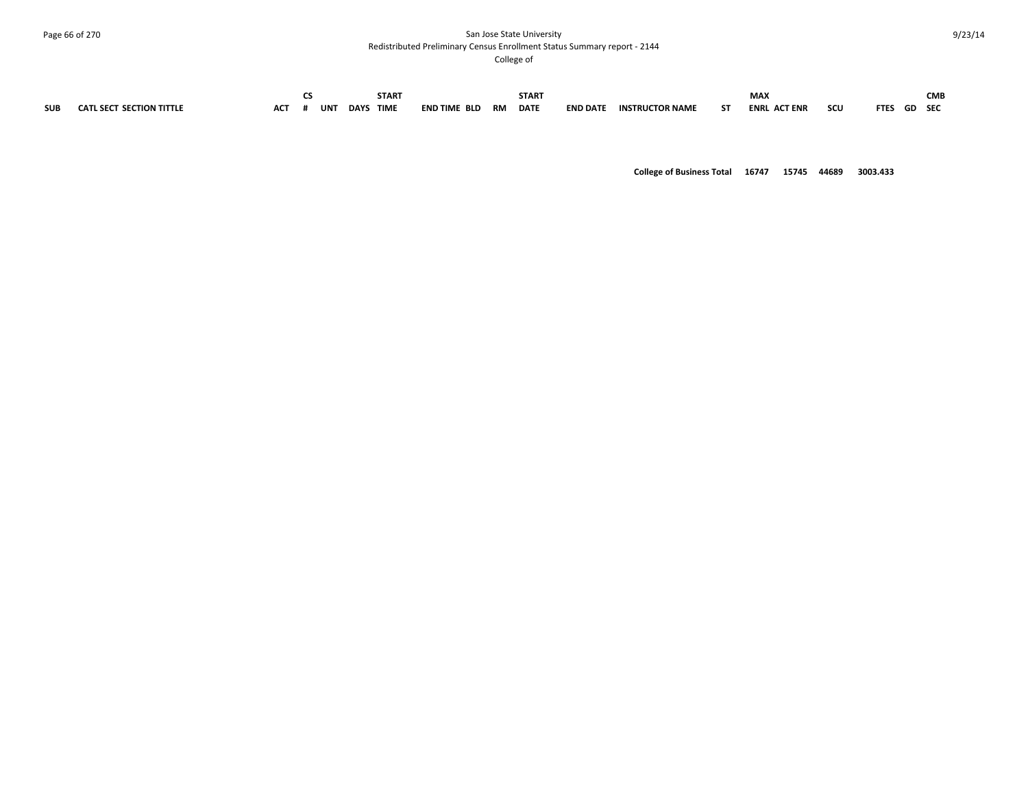| SUB | CATL SECT SECTION TITTLE | ACT | CS # | UNT | DAYS | START TIME | END TIME | BLD | RM | START DATE | END DATE | INSTRUCTOR NAME | ST | MAX ENRL | ACT ENR | SCU | FTES | GD | CMB SEC |
|---|---|---|---|---|---|---|---|---|---|---|---|---|---|---|---|---|---|---|---|
| | | | | | | | | | | | | **College of Business Total** | | **16747** | **15745** | **44689** | **3003.433** | | |